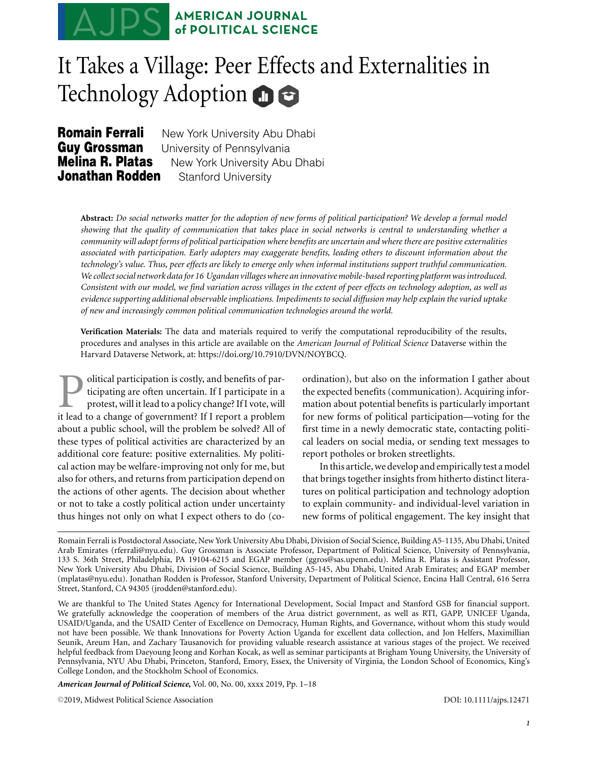# It Takes a Village: Peer Effects and Externalities in Technology Adoption

**Romain Ferrali** New York University Abu Dhabi
**Guy Grossman** University of Pennsylvania
**Melina R. Platas** New York University Abu Dhabi
**Jonathan Rodden** Stanford University

**Abstract:** *Do social networks matter for the adoption of new forms of political participation? We develop a formal model showing that the quality of communication that takes place in social networks is central to understanding whether a community will adopt forms of political participation where benefits are uncertain and where there are positive externalities associated with participation. Early adopters may exaggerate benefits, leading others to discount information about the technology's value. Thus, peer effects are likely to emerge only when informal institutions support truthful communication. We collect social network data for 16 Ugandan villages where an innovative mobile-based reporting platform was introduced. Consistent with our model, we find variation across villages in the extent of peer effects on technology adoption, as well as evidence supporting additional observable implications. Impediments to social diffusion may help explain the varied uptake of new and increasingly common political communication technologies around the world.*

**Verification Materials:** The data and materials required to verify the computational reproducibility of the results, procedures and analyses in this article are available on the *American Journal of Political Science* Dataverse within the Harvard Dataverse Network, at: https://doi.org/10.7910/DVN/NOYBCQ.

Political participation is costly, and benefits of participating are often uncertain. If I participate in a protest, will it lead to a policy change? If I vote, will it lead to a change of government? If I report a problem about a public school, will the problem be solved? All of these types of political activities are characterized by an additional core feature: positive externalities. My political action may be welfare-improving not only for me, but also for others, and returns from participation depend on the actions of other agents. The decision about whether or not to take a costly political action under uncertainty thus hinges not only on what I expect others to do (coordination), but also on the information I gather about the expected benefits (communication). Acquiring information about potential benefits is particularly important for new forms of political participation—voting for the first time in a newly democratic state, contacting political leaders on social media, or sending text messages to report potholes or broken streetlights.

In this article, we develop and empirically test a model that brings together insights from hitherto distinct literatures on political participation and technology adoption to explain community- and individual-level variation in new forms of political engagement. The key insight that

---

Romain Ferrali is Postdoctoral Associate, New York University Abu Dhabi, Division of Social Science, Building A5-1135, Abu Dhabi, United Arab Emirates (rferrali@nyu.edu). Guy Grossman is Associate Professor, Department of Political Science, University of Pennsylvania, 133 S. 36th Street, Philadelphia, PA 19104-6215 and EGAP member (ggros@sas.upenn.edu). Melina R. Platas is Assistant Professor, New York University Abu Dhabi, Division of Social Science, Building A5-145, Abu Dhabi, United Arab Emirates; and EGAP member (mplatas@nyu.edu). Jonathan Rodden is Professor, Stanford University, Department of Political Science, Encina Hall Central, 616 Serra Street, Stanford, CA 94305 (jrodden@stanford.edu).

We are thankful to The United States Agency for International Development, Social Impact and Stanford GSB for financial support. We gratefully acknowledge the cooperation of members of the Arua district government, as well as RTI, GAPP, UNICEF Uganda, USAID/Uganda, and the USAID Center of Excellence on Democracy, Human Rights, and Governance, without whom this study would not have been possible. We thank Innovations for Poverty Action Uganda for excellent data collection, and Jon Helfers, Maximillian Seunik, Areum Han, and Zachary Tausanovich for providing valuable research assistance at various stages of the project. We received helpful feedback from Daeyoung Jeong and Korhan Kocak, as well as seminar participants at Brigham Young University, the University of Pennsylvania, NYU Abu Dhabi, Princeton, Stanford, Emory, Essex, the University of Virginia, the London School of Economics, King's College London, and the Stockholm School of Economics.

©2019, Midwest Political Science Association DOI: 10.1111/ajps.12471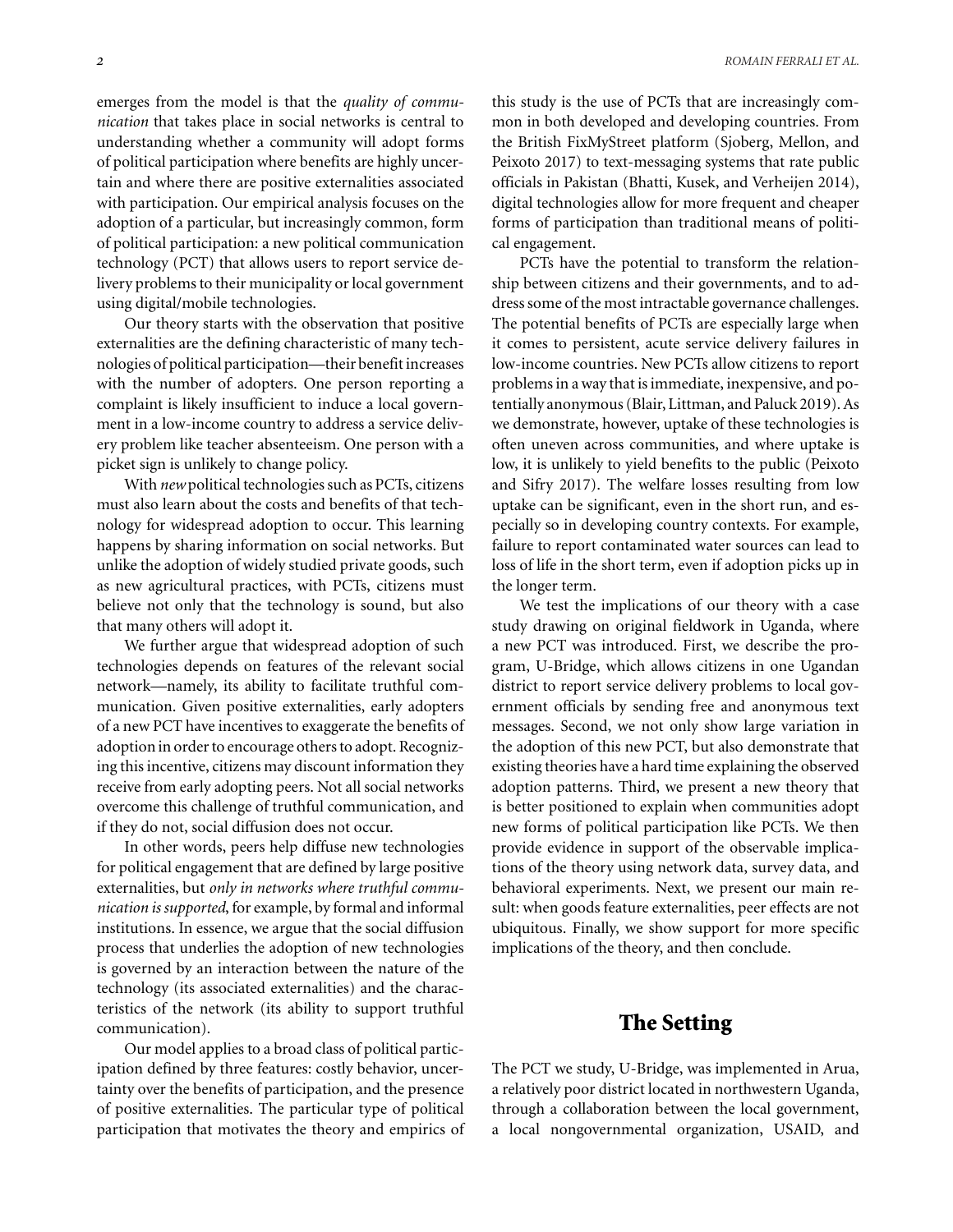emerges from the model is that the *quality of communication* that takes place in social networks is central to understanding whether a community will adopt forms of political participation where benefits are highly uncertain and where there are positive externalities associated with participation. Our empirical analysis focuses on the adoption of a particular, but increasingly common, form of political participation: a new political communication technology (PCT) that allows users to report service delivery problems to their municipality or local government using digital/mobile technologies.

Our theory starts with the observation that positive externalities are the defining characteristic of many technologies of political participation—their benefit increases with the number of adopters. One person reporting a complaint is likely insufficient to induce a local government in a low-income country to address a service delivery problem like teacher absenteeism. One person with a picket sign is unlikely to change policy.

With *new* political technologies such as PCTs, citizens must also learn about the costs and benefits of that technology for widespread adoption to occur. This learning happens by sharing information on social networks. But unlike the adoption of widely studied private goods, such as new agricultural practices, with PCTs, citizens must believe not only that the technology is sound, but also that many others will adopt it.

We further argue that widespread adoption of such technologies depends on features of the relevant social network—namely, its ability to facilitate truthful communication. Given positive externalities, early adopters of a new PCT have incentives to exaggerate the benefits of adoption in order to encourage others to adopt. Recognizing this incentive, citizens may discount information they receive from early adopting peers. Not all social networks overcome this challenge of truthful communication, and if they do not, social diffusion does not occur.

In other words, peers help diffuse new technologies for political engagement that are defined by large positive externalities, but *only in networks where truthful communication is supported*, for example, by formal and informal institutions. In essence, we argue that the social diffusion process that underlies the adoption of new technologies is governed by an interaction between the nature of the technology (its associated externalities) and the characteristics of the network (its ability to support truthful communication).

Our model applies to a broad class of political participation defined by three features: costly behavior, uncertainty over the benefits of participation, and the presence of positive externalities. The particular type of political participation that motivates the theory and empirics of this study is the use of PCTs that are increasingly common in both developed and developing countries. From the British FixMyStreet platform (Sjoberg, Mellon, and Peixoto 2017) to text-messaging systems that rate public officials in Pakistan (Bhatti, Kusek, and Verheijen 2014), digital technologies allow for more frequent and cheaper forms of participation than traditional means of political engagement.

PCTs have the potential to transform the relationship between citizens and their governments, and to address some of the most intractable governance challenges. The potential benefits of PCTs are especially large when it comes to persistent, acute service delivery failures in low-income countries. New PCTs allow citizens to report problems in a way that is immediate, inexpensive, and potentially anonymous (Blair, Littman, and Paluck 2019). As we demonstrate, however, uptake of these technologies is often uneven across communities, and where uptake is low, it is unlikely to yield benefits to the public (Peixoto and Sifry 2017). The welfare losses resulting from low uptake can be significant, even in the short run, and especially so in developing country contexts. For example, failure to report contaminated water sources can lead to loss of life in the short term, even if adoption picks up in the longer term.

We test the implications of our theory with a case study drawing on original fieldwork in Uganda, where a new PCT was introduced. First, we describe the program, U-Bridge, which allows citizens in one Ugandan district to report service delivery problems to local government officials by sending free and anonymous text messages. Second, we not only show large variation in the adoption of this new PCT, but also demonstrate that existing theories have a hard time explaining the observed adoption patterns. Third, we present a new theory that is better positioned to explain when communities adopt new forms of political participation like PCTs. We then provide evidence in support of the observable implications of the theory using network data, survey data, and behavioral experiments. Next, we present our main result: when goods feature externalities, peer effects are not ubiquitous. Finally, we show support for more specific implications of the theory, and then conclude.

## The Setting

The PCT we study, U-Bridge, was implemented in Arua, a relatively poor district located in northwestern Uganda, through a collaboration between the local government, a local nongovernmental organization, USAID, and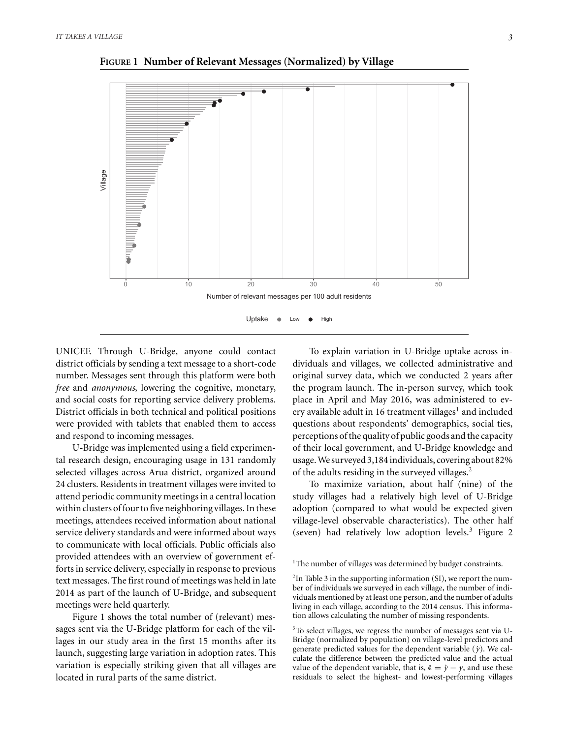**FIGURE 1 Number of Relevant Messages (Normalized) by Village**

UNICEF. Through U-Bridge, anyone could contact district officials by sending a text message to a short-code number. Messages sent through this platform were both *free* and *anonymous*, lowering the cognitive, monetary, and social costs for reporting service delivery problems. District officials in both technical and political positions were provided with tablets that enabled them to access and respond to incoming messages.

U-Bridge was implemented using a field experimental research design, encouraging usage in 131 randomly selected villages across Arua district, organized around 24 clusters. Residents in treatment villages were invited to attend periodic community meetings in a central location within clusters of four to five neighboring villages. In these meetings, attendees received information about national service delivery standards and were informed about ways to communicate with local officials. Public officials also provided attendees with an overview of government efforts in service delivery, especially in response to previous text messages. The first round of meetings was held in late 2014 as part of the launch of U-Bridge, and subsequent meetings were held quarterly.

Figure 1 shows the total number of (relevant) messages sent via the U-Bridge platform for each of the villages in our study area in the first 15 months after its launch, suggesting large variation in adoption rates. This variation is especially striking given that all villages are located in rural parts of the same district.

To explain variation in U-Bridge uptake across individuals and villages, we collected administrative and original survey data, which we conducted 2 years after the program launch. The in-person survey, which took place in April and May 2016, was administered to every available adult in 16 treatment villages[1] and included questions about respondents' demographics, social ties, perceptions of the quality of public goods and the capacity of their local government, and U-Bridge knowledge and usage. We surveyed 3,184 individuals, covering about 82% of the adults residing in the surveyed villages.[2]

To maximize variation, about half (nine) of the study villages had a relatively high level of U-Bridge adoption (compared to what would be expected given village-level observable characteristics). The other half (seven) had relatively low adoption levels.[3] Figure 2

[1] The number of villages was determined by budget constraints.

[2] In Table 3 in the supporting information (SI), we report the number of individuals we surveyed in each village, the number of individuals mentioned by at least one person, and the number of adults living in each village, according to the 2014 census. This information allows calculating the number of missing respondents.

[3] To select villages, we regress the number of messages sent via U-Bridge (normalized by population) on village-level predictors and generate predicted values for the dependent variable ($\hat{y}$). We calculate the difference between the predicted value and the actual value of the dependent variable, that is, $\hat{\epsilon} = \hat{y} - y$, and use these residuals to select the highest- and lowest-performing villages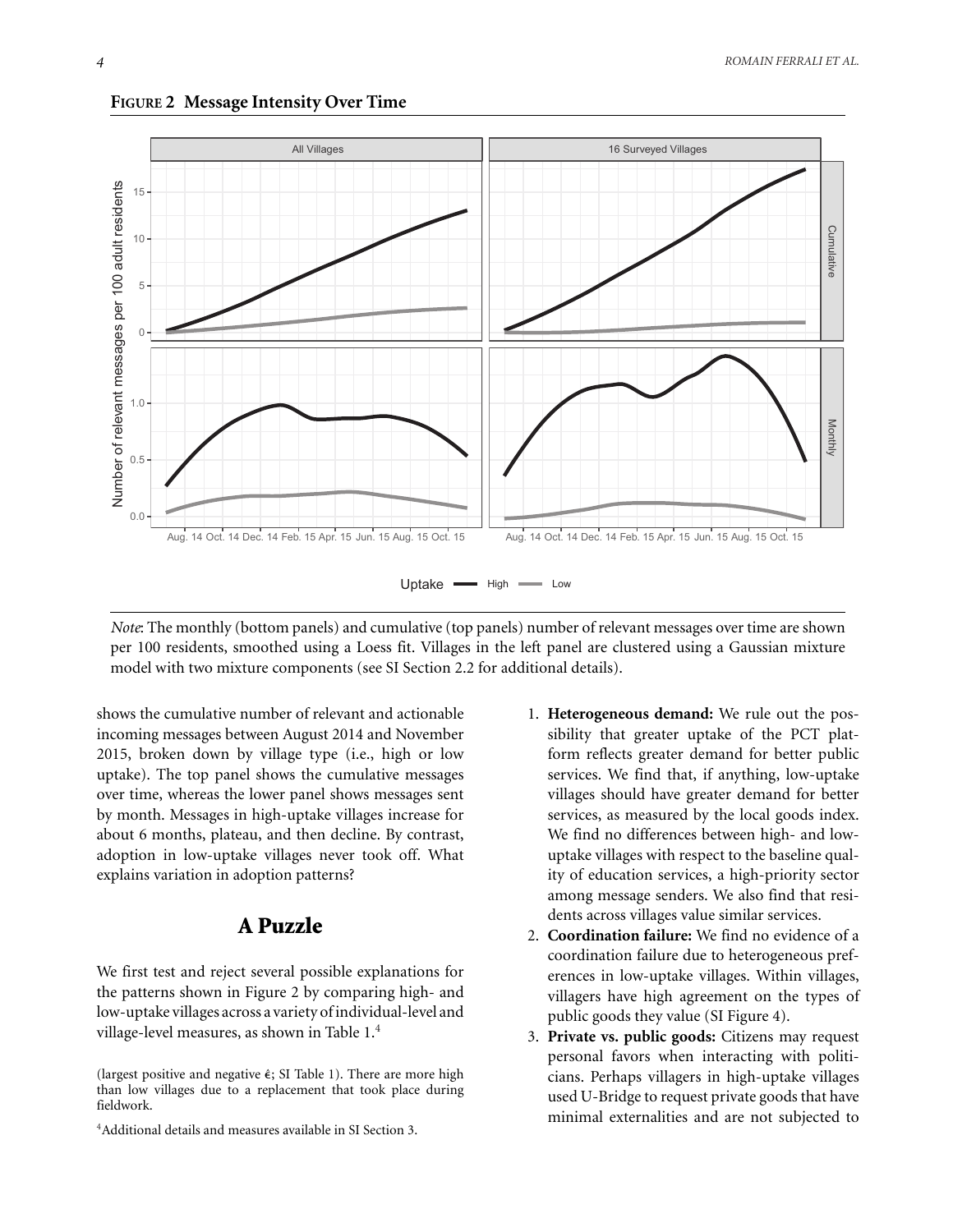**FIGURE 2 Message Intensity Over Time**

*Note*: The monthly (bottom panels) and cumulative (top panels) number of relevant messages over time are shown per 100 residents, smoothed using a Loess fit. Villages in the left panel are clustered using a Gaussian mixture model with two mixture components (see SI Section 2.2 for additional details).

shows the cumulative number of relevant and actionable incoming messages between August 2014 and November 2015, broken down by village type (i.e., high or low uptake). The top panel shows the cumulative messages over time, whereas the lower panel shows messages sent by month. Messages in high-uptake villages increase for about 6 months, plateau, and then decline. By contrast, adoption in low-uptake villages never took off. What explains variation in adoption patterns?

## A Puzzle

We first test and reject several possible explanations for the patterns shown in Figure 2 by comparing high- and low-uptake villages across a variety of individual-level and village-level measures, as shown in Table 1.[4]

1. **Heterogeneous demand:** We rule out the possibility that greater uptake of the PCT platform reflects greater demand for better public services. We find that, if anything, low-uptake villages should have greater demand for better services, as measured by the local goods index. We find no differences between high- and low-uptake villages with respect to the baseline quality of education services, a high-priority sector among message senders. We also find that residents across villages value similar services.
2. **Coordination failure:** We find no evidence of a coordination failure due to heterogeneous preferences in low-uptake villages. Within villages, villagers have high agreement on the types of public goods they value (SI Figure 4).
3. **Private vs. public goods:** Citizens may request personal favors when interacting with politicians. Perhaps villagers in high-uptake villages used U-Bridge to request private goods that have minimal externalities and are not subjected to

(largest positive and negative $\hat{\epsilon}$; SI Table 1). There are more high than low villages due to a replacement that took place during fieldwork.

[4] Additional details and measures available in SI Section 3.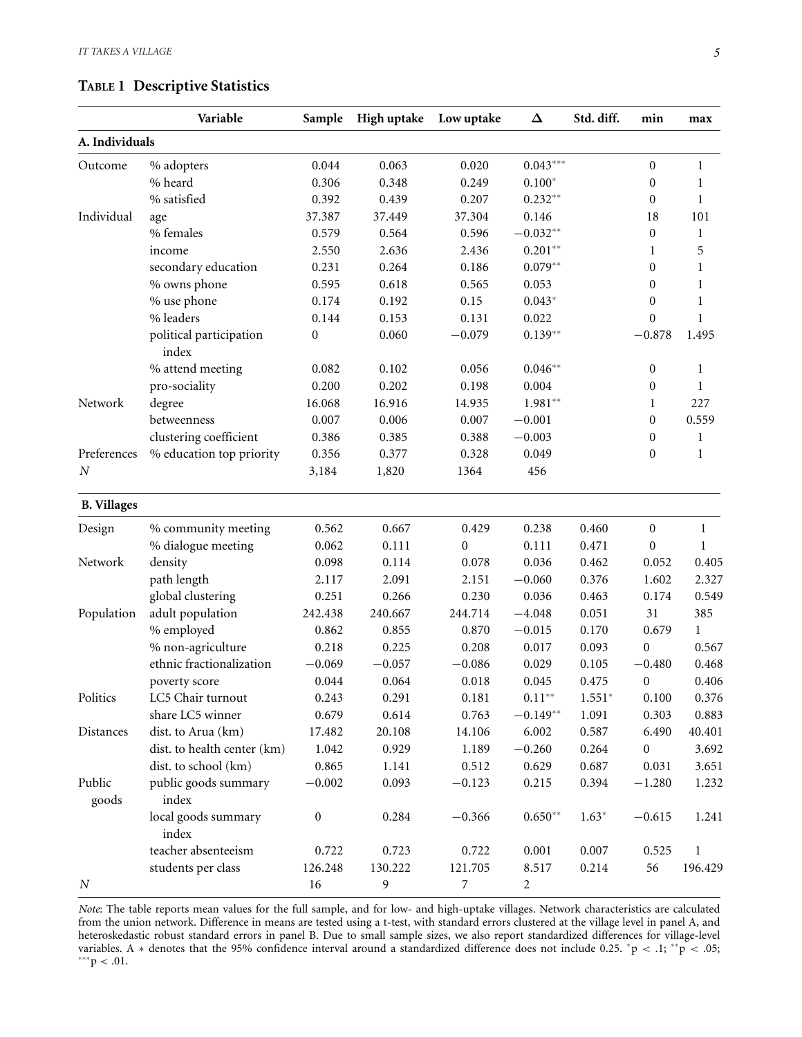**Table 1 Descriptive Statistics**

| | Variable | Sample | High uptake | Low uptake | Δ | Std. diff. | min | max |
|---|---|---|---|---|---|---|---|---|
| **A. Individuals** | | | | | | | | |
| Outcome | % adopters | 0.044 | 0.063 | 0.020 | $0.043^{***}$ | | 0 | 1 |
| | % heard | 0.306 | 0.348 | 0.249 | $0.100^{*}$ | | 0 | 1 |
| | % satisfied | 0.392 | 0.439 | 0.207 | $0.232^{**}$ | | 0 | 1 |
| Individual | age | 37.387 | 37.449 | 37.304 | 0.146 | | 18 | 101 |
| | % females | 0.579 | 0.564 | 0.596 | $-0.032^{**}$ | | 0 | 1 |
| | income | 2.550 | 2.636 | 2.436 | $0.201^{**}$ | | 1 | 5 |
| | secondary education | 0.231 | 0.264 | 0.186 | $0.079^{**}$ | | 0 | 1 |
| | % owns phone | 0.595 | 0.618 | 0.565 | 0.053 | | 0 | 1 |
| | % use phone | 0.174 | 0.192 | 0.15 | $0.043^{*}$ | | 0 | 1 |
| | % leaders | 0.144 | 0.153 | 0.131 | 0.022 | | 0 | 1 |
| | political participation index | 0 | 0.060 | −0.079 | $0.139^{**}$ | | −0.878 | 1.495 |
| | % attend meeting | 0.082 | 0.102 | 0.056 | $0.046^{**}$ | | 0 | 1 |
| | pro-sociality | 0.200 | 0.202 | 0.198 | 0.004 | | 0 | 1 |
| Network | degree | 16.068 | 16.916 | 14.935 | $1.981^{**}$ | | 1 | 227 |
| | betweenness | 0.007 | 0.006 | 0.007 | −0.001 | | 0 | 0.559 |
| | clustering coefficient | 0.386 | 0.385 | 0.388 | −0.003 | | 0 | 1 |
| Preferences | % education top priority | 0.356 | 0.377 | 0.328 | 0.049 | | 0 | 1 |
| $N$ | | 3,184 | 1,820 | 1364 | 456 | | | |
| **B. Villages** | | | | | | | | |
| Design | % community meeting | 0.562 | 0.667 | 0.429 | 0.238 | 0.460 | 0 | 1 |
| | % dialogue meeting | 0.062 | 0.111 | 0 | 0.111 | 0.471 | 0 | 1 |
| Network | density | 0.098 | 0.114 | 0.078 | 0.036 | 0.462 | 0.052 | 0.405 |
| | path length | 2.117 | 2.091 | 2.151 | −0.060 | 0.376 | 1.602 | 2.327 |
| | global clustering | 0.251 | 0.266 | 0.230 | 0.036 | 0.463 | 0.174 | 0.549 |
| Population | adult population | 242.438 | 240.667 | 244.714 | −4.048 | 0.051 | 31 | 385 |
| | % employed | 0.862 | 0.855 | 0.870 | −0.015 | 0.170 | 0.679 | 1 |
| | % non-agriculture | 0.218 | 0.225 | 0.208 | 0.017 | 0.093 | 0 | 0.567 |
| | ethnic fractionalization | −0.069 | −0.057 | −0.086 | 0.029 | 0.105 | −0.480 | 0.468 |
| | poverty score | 0.044 | 0.064 | 0.018 | 0.045 | 0.475 | 0 | 0.406 |
| Politics | LC5 Chair turnout | 0.243 | 0.291 | 0.181 | $0.11^{**}$ | $1.551^{*}$ | 0.100 | 0.376 |
| | share LC5 winner | 0.679 | 0.614 | 0.763 | $-0.149^{**}$ | 1.091 | 0.303 | 0.883 |
| Distances | dist. to Arua (km) | 17.482 | 20.108 | 14.106 | 6.002 | 0.587 | 6.490 | 40.401 |
| | dist. to health center (km) | 1.042 | 0.929 | 1.189 | −0.260 | 0.264 | 0 | 3.692 |
| | dist. to school (km) | 0.865 | 1.141 | 0.512 | 0.629 | 0.687 | 0.031 | 3.651 |
| Public goods | public goods summary index | −0.002 | 0.093 | −0.123 | 0.215 | 0.394 | −1.280 | 1.232 |
| | local goods summary index | 0 | 0.284 | −0.366 | $0.650^{**}$ | $1.63^{*}$ | −0.615 | 1.241 |
| | teacher absenteeism | 0.722 | 0.723 | 0.722 | 0.001 | 0.007 | 0.525 | 1 |
| | students per class | 126.248 | 130.222 | 121.705 | 8.517 | 0.214 | 56 | 196.429 |
| $N$ | | 16 | 9 | 7 | 2 | | | |

*Note*: The table reports mean values for the full sample, and for low- and high-uptake villages. Network characteristics are calculated from the union network. Difference in means are tested using a t-test, with standard errors clustered at the village level in panel A, and heteroskedastic robust standard errors in panel B. Due to small sample sizes, we also report standardized differences for village-level variables. A * denotes that the 95% confidence interval around a standardized difference does not include 0.25. $^{*}p < .1$; $^{**}p < .05$; $^{***}p < .01$.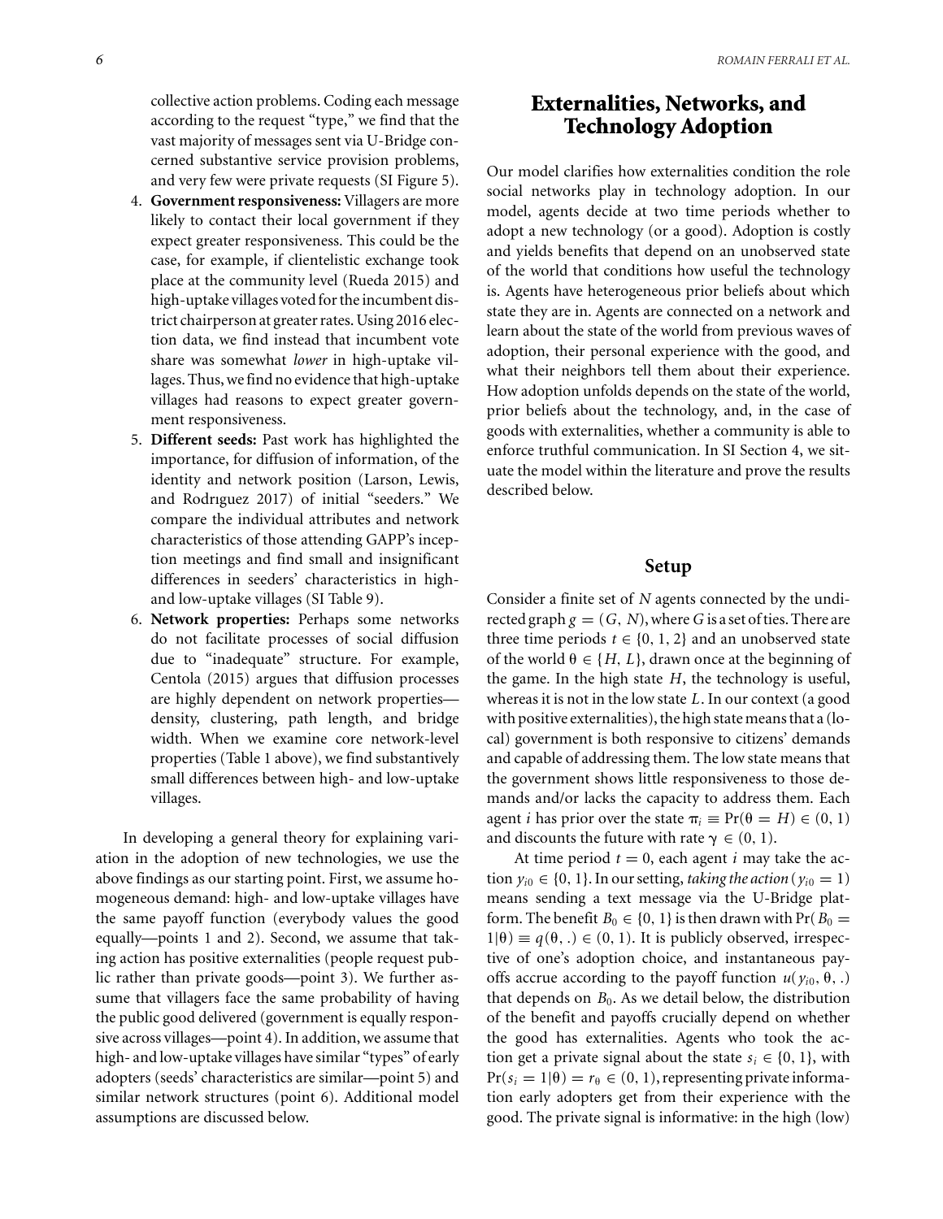collective action problems. Coding each message according to the request "type," we find that the vast majority of messages sent via U-Bridge concerned substantive service provision problems, and very few were private requests (SI Figure 5).

4. **Government responsiveness:** Villagers are more likely to contact their local government if they expect greater responsiveness. This could be the case, for example, if clientelistic exchange took place at the community level (Rueda 2015) and high-uptake villages voted for the incumbent district chairperson at greater rates. Using 2016 election data, we find instead that incumbent vote share was somewhat *lower* in high-uptake villages. Thus, we find no evidence that high-uptake villages had reasons to expect greater government responsiveness.
5. **Different seeds:** Past work has highlighted the importance, for diffusion of information, of the identity and network position (Larson, Lewis, and Rodrıguez 2017) of initial "seeders." We compare the individual attributes and network characteristics of those attending GAPP's inception meetings and find small and insignificant differences in seeders' characteristics in high- and low-uptake villages (SI Table 9).
6. **Network properties:** Perhaps some networks do not facilitate processes of social diffusion due to "inadequate" structure. For example, Centola (2015) argues that diffusion processes are highly dependent on network properties—density, clustering, path length, and bridge width. When we examine core network-level properties (Table 1 above), we find substantively small differences between high- and low-uptake villages.

In developing a general theory for explaining variation in the adoption of new technologies, we use the above findings as our starting point. First, we assume homogeneous demand: high- and low-uptake villages have the same payoff function (everybody values the good equally—points 1 and 2). Second, we assume that taking action has positive externalities (people request public rather than private goods—point 3). We further assume that villagers face the same probability of having the public good delivered (government is equally responsive across villages—point 4). In addition, we assume that high- and low-uptake villages have similar "types" of early adopters (seeds' characteristics are similar—point 5) and similar network structures (point 6). Additional model assumptions are discussed below.

## Externalities, Networks, and Technology Adoption

Our model clarifies how externalities condition the role social networks play in technology adoption. In our model, agents decide at two time periods whether to adopt a new technology (or a good). Adoption is costly and yields benefits that depend on an unobserved state of the world that conditions how useful the technology is. Agents have heterogeneous prior beliefs about which state they are in. Agents are connected on a network and learn about the state of the world from previous waves of adoption, their personal experience with the good, and what their neighbors tell them about their experience. How adoption unfolds depends on the state of the world, prior beliefs about the technology, and, in the case of goods with externalities, whether a community is able to enforce truthful communication. In SI Section 4, we situate the model within the literature and prove the results described below.

### Setup

Consider a finite set of $N$ agents connected by the undirected graph $g = (G, N)$, where $G$ is a set of ties. There are three time periods $t \in \{0, 1, 2\}$ and an unobserved state of the world $\theta \in \{H, L\}$, drawn once at the beginning of the game. In the high state $H$, the technology is useful, whereas it is not in the low state $L$. In our context (a good with positive externalities), the high state means that a (local) government is both responsive to citizens' demands and capable of addressing them. The low state means that the government shows little responsiveness to those demands and/or lacks the capacity to address them. Each agent $i$ has prior over the state $\pi_i \equiv \Pr(\theta = H) \in (0, 1)$ and discounts the future with rate $\gamma \in (0, 1)$.

At time period $t = 0$, each agent $i$ may take the action $y_{i0} \in \{0, 1\}$. In our setting, *taking the action* ($y_{i0} = 1$) means sending a text message via the U-Bridge platform. The benefit $B_0 \in \{0, 1\}$ is then drawn with $\Pr(B_0 = 1|\theta) \equiv q(\theta, .) \in (0, 1)$. It is publicly observed, irrespective of one's adoption choice, and instantaneous payoffs accrue according to the payoff function $u(y_{i0}, \theta, .)$ that depends on $B_0$. As we detail below, the distribution of the benefit and payoffs crucially depend on whether the good has externalities. Agents who took the action get a private signal about the state $s_i \in \{0, 1\}$, with $\Pr(s_i = 1|\theta) = r_\theta \in (0, 1)$, representing private information early adopters get from their experience with the good. The private signal is informative: in the high (low)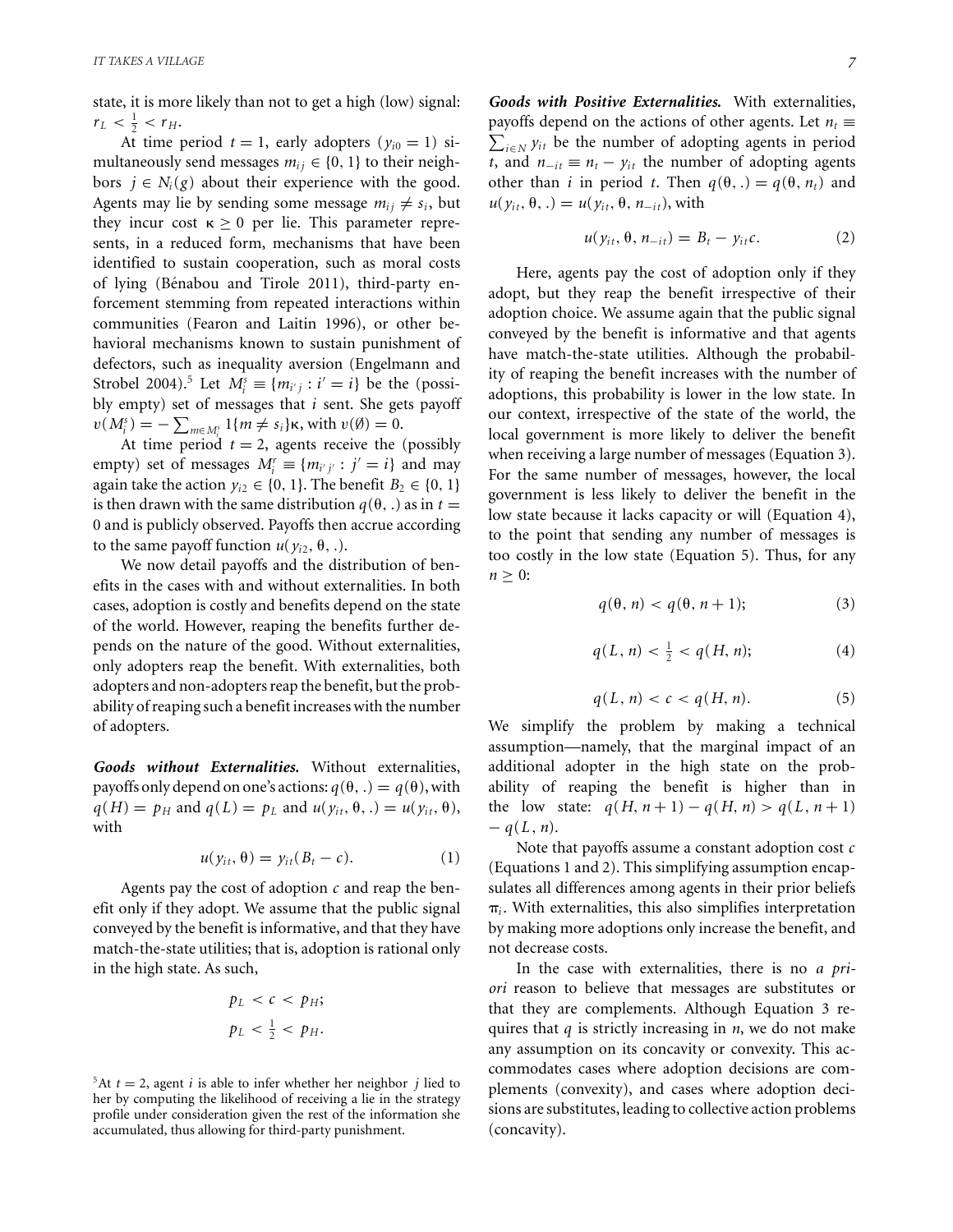state, it is more likely than not to get a high (low) signal: $r_L < \frac{1}{2} < r_H$.

At time period $t = 1$, early adopters ($y_{i0} = 1$) simultaneously send messages $m_{ij} \in \{0, 1\}$ to their neighbors $j \in N_i(g)$ about their experience with the good. Agents may lie by sending some message $m_{ij} \neq s_i$, but they incur cost $\kappa \geq 0$ per lie. This parameter represents, in a reduced form, mechanisms that have been identified to sustain cooperation, such as moral costs of lying (Bénabou and Tirole 2011), third-party enforcement stemming from repeated interactions within communities (Fearon and Laitin 1996), or other behavioral mechanisms known to sustain punishment of defectors, such as inequality aversion (Engelmann and Strobel 2004).[5] Let $M_i^s \equiv \{m_{i'j} : i' = i\}$ be the (possibly empty) set of messages that $i$ sent. She gets payoff $v(M_i^s) = -\sum_{m \in M_i^s} 1\{m \neq s_i\}\kappa$, with $v(\emptyset) = 0$.

At time period $t = 2$, agents receive the (possibly empty) set of messages $M_i^r \equiv \{m_{i'j'} : j' = i\}$ and may again take the action $y_{i2} \in \{0, 1\}$. The benefit $B_2 \in \{0, 1\}$ is then drawn with the same distribution $q(\theta, .)$ as in $t = 0$ and is publicly observed. Payoffs then accrue according to the same payoff function $u(y_{i2}, \theta, .)$.

We now detail payoffs and the distribution of benefits in the cases with and without externalities. In both cases, adoption is costly and benefits depend on the state of the world. However, reaping the benefits further depends on the nature of the good. Without externalities, only adopters reap the benefit. With externalities, both adopters and non-adopters reap the benefit, but the probability of reaping such a benefit increases with the number of adopters.

***Goods without Externalities.*** Without externalities, payoffs only depend on one's actions: $q(\theta, .) = q(\theta)$, with $q(H) = p_H$ and $q(L) = p_L$ and $u(y_{it}, \theta, .) = u(y_{it}, \theta)$, with

$$u(y_{it}, \theta) = y_{it}(B_t - c). \tag{1}$$

Agents pay the cost of adoption $c$ and reap the benefit only if they adopt. We assume that the public signal conveyed by the benefit is informative, and that they have match-the-state utilities; that is, adoption is rational only in the high state. As such,

$$p_L < c < p_H;$$
$$p_L < \tfrac{1}{2} < p_H.$$

[5] At $t = 2$, agent $i$ is able to infer whether her neighbor $j$ lied to her by computing the likelihood of receiving a lie in the strategy profile under consideration given the rest of the information she accumulated, thus allowing for third-party punishment.

***Goods with Positive Externalities.*** With externalities, payoffs depend on the actions of other agents. Let $n_t \equiv \sum_{i \in N} y_{it}$ be the number of adopting agents in period $t$, and $n_{-it} \equiv n_t - y_{it}$ the number of adopting agents other than $i$ in period $t$. Then $q(\theta, .) = q(\theta, n_t)$ and $u(y_{it}, \theta, .) = u(y_{it}, \theta, n_{-it})$, with

$$u(y_{it}, \theta, n_{-it}) = B_t - y_{it}c. \tag{2}$$

Here, agents pay the cost of adoption only if they adopt, but they reap the benefit irrespective of their adoption choice. We assume again that the public signal conveyed by the benefit is informative and that agents have match-the-state utilities. Although the probability of reaping the benefit increases with the number of adoptions, this probability is lower in the low state. In our context, irrespective of the state of the world, the local government is more likely to deliver the benefit when receiving a large number of messages (Equation 3). For the same number of messages, however, the local government is less likely to deliver the benefit in the low state because it lacks capacity or will (Equation 4), to the point that sending any number of messages is too costly in the low state (Equation 5). Thus, for any $n \geq 0$:

$$q(\theta, n) < q(\theta, n + 1); \tag{3}$$

$$q(L, n) < \tfrac{1}{2} < q(H, n); \tag{4}$$

$$q(L, n) < c < q(H, n). \tag{5}$$

We simplify the problem by making a technical assumption—namely, that the marginal impact of an additional adopter in the high state on the probability of reaping the benefit is higher than in the low state: $q(H, n + 1) - q(H, n) > q(L, n + 1) - q(L, n)$.

Note that payoffs assume a constant adoption cost $c$ (Equations 1 and 2). This simplifying assumption encapsulates all differences among agents in their prior beliefs $\pi_i$. With externalities, this also simplifies interpretation by making more adoptions only increase the benefit, and not decrease costs.

In the case with externalities, there is no *a priori* reason to believe that messages are substitutes or that they are complements. Although Equation 3 requires that $q$ is strictly increasing in $n$, we do not make any assumption on its concavity or convexity. This accommodates cases where adoption decisions are complements (convexity), and cases where adoption decisions are substitutes, leading to collective action problems (concavity).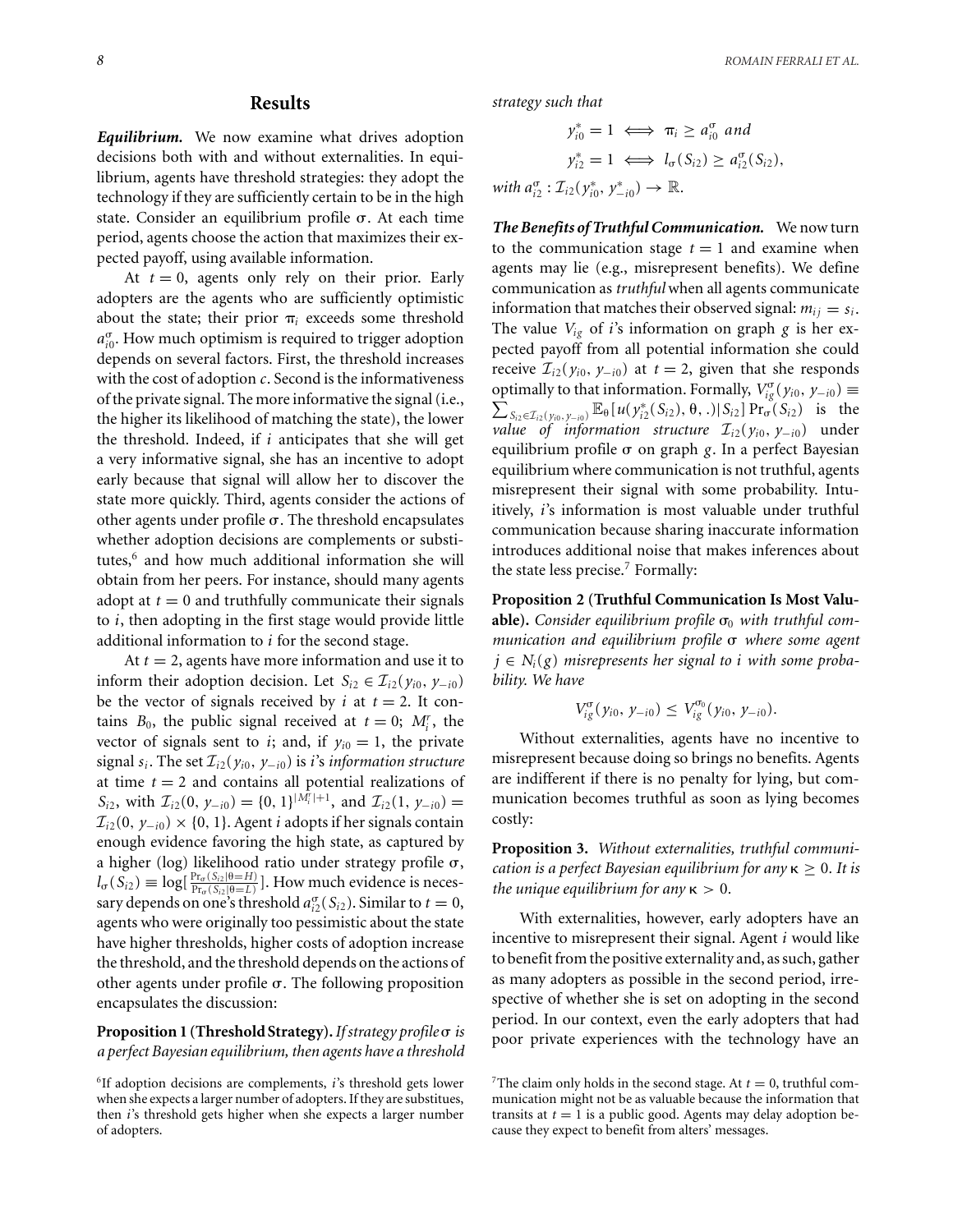## Results

***Equilibrium.*** We now examine what drives adoption decisions both with and without externalities. In equilibrium, agents have threshold strategies: they adopt the technology if they are sufficiently certain to be in the high state. Consider an equilibrium profile $\sigma$. At each time period, agents choose the action that maximizes their expected payoff, using available information.

At $t = 0$, agents only rely on their prior. Early adopters are the agents who are sufficiently optimistic about the state; their prior $\pi_i$ exceeds some threshold $a_{i0}^{\sigma}$. How much optimism is required to trigger adoption depends on several factors. First, the threshold increases with the cost of adoption $c$. Second is the informativeness of the private signal. The more informative the signal (i.e., the higher its likelihood of matching the state), the lower the threshold. Indeed, if $i$ anticipates that she will get a very informative signal, she has an incentive to adopt early because that signal will allow her to discover the state more quickly. Third, agents consider the actions of other agents under profile $\sigma$. The threshold encapsulates whether adoption decisions are complements or substitutes,[6] and how much additional information she will obtain from her peers. For instance, should many agents adopt at $t = 0$ and truthfully communicate their signals to $i$, then adopting in the first stage would provide little additional information to $i$ for the second stage.

At $t = 2$, agents have more information and use it to inform their adoption decision. Let $S_{i2} \in \mathcal{I}_{i2}(y_{i0}, y_{-i0})$ be the vector of signals received by $i$ at $t = 2$. It contains $B_0$, the public signal received at $t = 0$; $M_i^r$, the vector of signals sent to $i$; and, if $y_{i0} = 1$, the private signal $s_i$. The set $\mathcal{I}_{i2}(y_{i0}, y_{-i0})$ is $i$'s *information structure* at time $t = 2$ and contains all potential realizations of $S_{i2}$, with $\mathcal{I}_{i2}(0, y_{-i0}) = \{0, 1\}^{|M_i^r|+1}$, and $\mathcal{I}_{i2}(1, y_{-i0}) = \mathcal{I}_{i2}(0, y_{-i0}) \times \{0, 1\}$. Agent $i$ adopts if her signals contain enough evidence favoring the high state, as captured by a higher (log) likelihood ratio under strategy profile $\sigma$, $l_\sigma(S_{i2}) \equiv \log[\frac{\Pr_\sigma(S_{i2}|\theta=H)}{\Pr_\sigma(S_{i2}|\theta=L)}]$. How much evidence is necessary depends on one's threshold $a_{i2}^{\sigma}(S_{i2})$. Similar to $t = 0$, agents who were originally too pessimistic about the state have higher thresholds, higher costs of adoption increase the threshold, and the threshold depends on the actions of other agents under profile $\sigma$. The following proposition encapsulates the discussion:

**Proposition 1 (Threshold Strategy).** *If strategy profile $\sigma$ is a perfect Bayesian equilibrium, then agents have a threshold strategy such that*

$$y_{i0}^* = 1 \iff \pi_i \geq a_{i0}^{\sigma} \; and$$
$$y_{i2}^* = 1 \iff l_\sigma(S_{i2}) \geq a_{i2}^{\sigma}(S_{i2}),$$

*with $a_{i2}^{\sigma} : \mathcal{I}_{i2}(y_{i0}^*, y_{-i0}^*) \rightarrow \mathbb{R}$.*

***The Benefits of Truthful Communication.*** We now turn to the communication stage $t = 1$ and examine when agents may lie (e.g., misrepresent benefits). We define communication as *truthful* when all agents communicate information that matches their observed signal: $m_{ij} = s_i$. The value $V_{ig}$ of $i$'s information on graph $g$ is her expected payoff from all potential information she could receive $\mathcal{I}_{i2}(y_{i0}, y_{-i0})$ at $t = 2$, given that she responds optimally to that information. Formally, $V_{ig}^{\sigma}(y_{i0}, y_{-i0}) \equiv \sum_{S_{i2} \in \mathcal{I}_{i2}(y_{i0}, y_{-i0})} \mathbb{E}_\theta[u(y_{i2}^*(S_{i2}), \theta, .)|S_{i2}] \Pr_\sigma(S_{i2})$ is the *value of information structure* $\mathcal{I}_{i2}(y_{i0}, y_{-i0})$ under equilibrium profile $\sigma$ on graph $g$. In a perfect Bayesian equilibrium where communication is not truthful, agents misrepresent their signal with some probability. Intuitively, $i$'s information is most valuable under truthful communication because sharing inaccurate information introduces additional noise that makes inferences about the state less precise.[7] Formally:

**Proposition 2 (Truthful Communication Is Most Valuable).** *Consider equilibrium profile $\sigma_0$ with truthful communication and equilibrium profile $\sigma$ where some agent $j \in N_i(g)$ misrepresents her signal to $i$ with some probability. We have*

$$V_{ig}^{\sigma}(y_{i0}, y_{-i0}) \leq V_{ig}^{\sigma_0}(y_{i0}, y_{-i0}).$$

Without externalities, agents have no incentive to misrepresent because doing so brings no benefits. Agents are indifferent if there is no penalty for lying, but communication becomes truthful as soon as lying becomes costly:

**Proposition 3.** *Without externalities, truthful communication is a perfect Bayesian equilibrium for any $\kappa \geq 0$. It is the unique equilibrium for any $\kappa > 0$.*

With externalities, however, early adopters have an incentive to misrepresent their signal. Agent $i$ would like to benefit from the positive externality and, as such, gather as many adopters as possible in the second period, irrespective of whether she is set on adopting in the second period. In our context, even the early adopters that had poor private experiences with the technology have an

[6] If adoption decisions are complements, $i$'s threshold gets lower when she expects a larger number of adopters. If they are substitues, then $i$'s threshold gets higher when she expects a larger number of adopters.

[7] The claim only holds in the second stage. At $t = 0$, truthful communication might not be as valuable because the information that transits at $t = 1$ is a public good. Agents may delay adoption because they expect to benefit from alters' messages.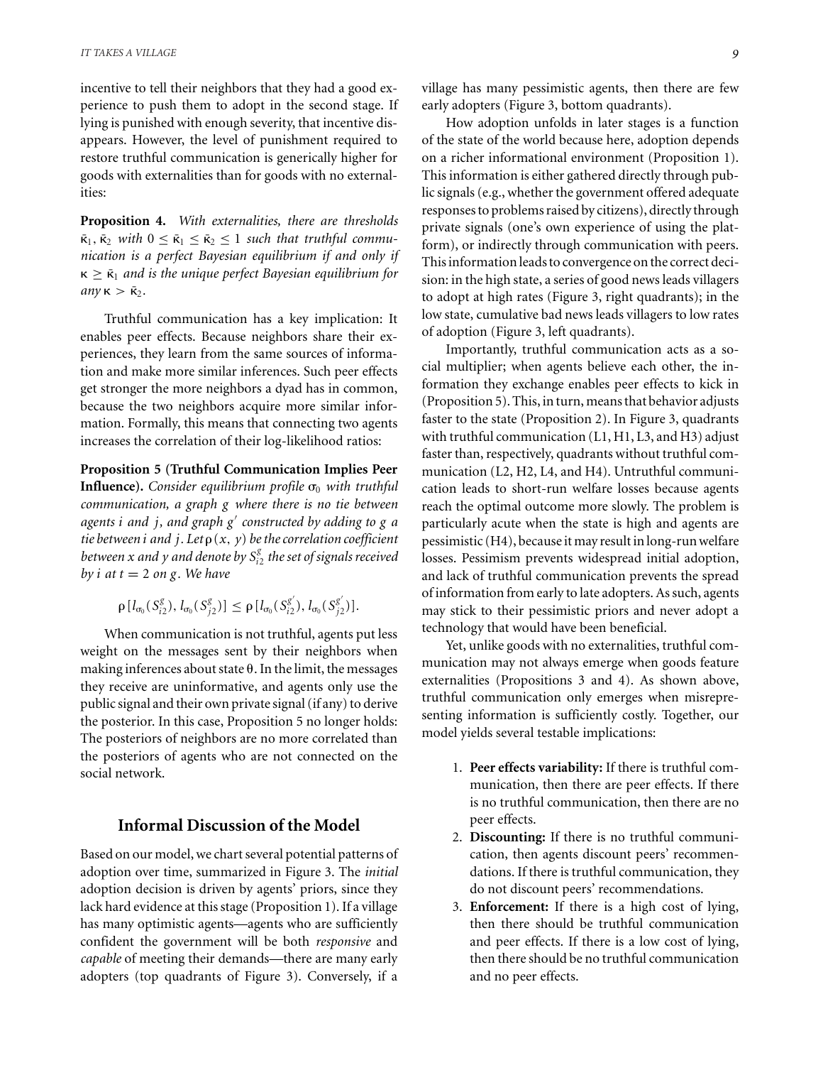incentive to tell their neighbors that they had a good experience to push them to adopt in the second stage. If lying is punished with enough severity, that incentive disappears. However, the level of punishment required to restore truthful communication is generically higher for goods with externalities than for goods with no externalities:

**Proposition 4.** *With externalities, there are thresholds $\bar{\kappa}_1, \bar{\kappa}_2$ with $0 \leq \bar{\kappa}_1 \leq \bar{\kappa}_2 \leq 1$ such that truthful communication is a perfect Bayesian equilibrium if and only if $\kappa \geq \bar{\kappa}_1$ and is the unique perfect Bayesian equilibrium for any $\kappa > \bar{\kappa}_2$.*

Truthful communication has a key implication: It enables peer effects. Because neighbors share their experiences, they learn from the same sources of information and make more similar inferences. Such peer effects get stronger the more neighbors a dyad has in common, because the two neighbors acquire more similar information. Formally, this means that connecting two agents increases the correlation of their log-likelihood ratios:

**Proposition 5 (Truthful Communication Implies Peer Influence).** *Consider equilibrium profile $\sigma_0$ with truthful communication, a graph $g$ where there is no tie between agents $i$ and $j$, and graph $g'$ constructed by adding to $g$ a tie between $i$ and $j$. Let $\rho(x, y)$ be the correlation coefficient between $x$ and $y$ and denote by $S_{i2}^{g}$ the set of signals received by $i$ at $t = 2$ on $g$. We have*

$$\rho[l_{\sigma_0}(S_{i2}^{g}), l_{\sigma_0}(S_{j2}^{g})] \leq \rho[l_{\sigma_0}(S_{i2}^{g'}), l_{\sigma_0}(S_{j2}^{g'})].$$

When communication is not truthful, agents put less weight on the messages sent by their neighbors when making inferences about state $\theta$. In the limit, the messages they receive are uninformative, and agents only use the public signal and their own private signal (if any) to derive the posterior. In this case, Proposition 5 no longer holds: The posteriors of neighbors are no more correlated than the posteriors of agents who are not connected on the social network.

## Informal Discussion of the Model

Based on our model, we chart several potential patterns of adoption over time, summarized in Figure 3. The *initial* adoption decision is driven by agents' priors, since they lack hard evidence at this stage (Proposition 1). If a village has many optimistic agents—agents who are sufficiently confident the government will be both *responsive* and *capable* of meeting their demands—there are many early adopters (top quadrants of Figure 3). Conversely, if a village has many pessimistic agents, then there are few early adopters (Figure 3, bottom quadrants).

How adoption unfolds in later stages is a function of the state of the world because here, adoption depends on a richer informational environment (Proposition 1). This information is either gathered directly through public signals (e.g., whether the government offered adequate responses to problems raised by citizens), directly through private signals (one's own experience of using the platform), or indirectly through communication with peers. This information leads to convergence on the correct decision: in the high state, a series of good news leads villagers to adopt at high rates (Figure 3, right quadrants); in the low state, cumulative bad news leads villagers to low rates of adoption (Figure 3, left quadrants).

Importantly, truthful communication acts as a social multiplier; when agents believe each other, the information they exchange enables peer effects to kick in (Proposition 5). This, in turn, means that behavior adjusts faster to the state (Proposition 2). In Figure 3, quadrants with truthful communication (L1, H1, L3, and H3) adjust faster than, respectively, quadrants without truthful communication (L2, H2, L4, and H4). Untruthful communication leads to short-run welfare losses because agents reach the optimal outcome more slowly. The problem is particularly acute when the state is high and agents are pessimistic (H4), because it may result in long-run welfare losses. Pessimism prevents widespread initial adoption, and lack of truthful communication prevents the spread of information from early to late adopters. As such, agents may stick to their pessimistic priors and never adopt a technology that would have been beneficial.

Yet, unlike goods with no externalities, truthful communication may not always emerge when goods feature externalities (Propositions 3 and 4). As shown above, truthful communication only emerges when misrepresenting information is sufficiently costly. Together, our model yields several testable implications:

1. **Peer effects variability:** If there is truthful communication, then there are peer effects. If there is no truthful communication, then there are no peer effects.
2. **Discounting:** If there is no truthful communication, then agents discount peers' recommendations. If there is truthful communication, they do not discount peers' recommendations.
3. **Enforcement:** If there is a high cost of lying, then there should be truthful communication and peer effects. If there is a low cost of lying, then there should be no truthful communication and no peer effects.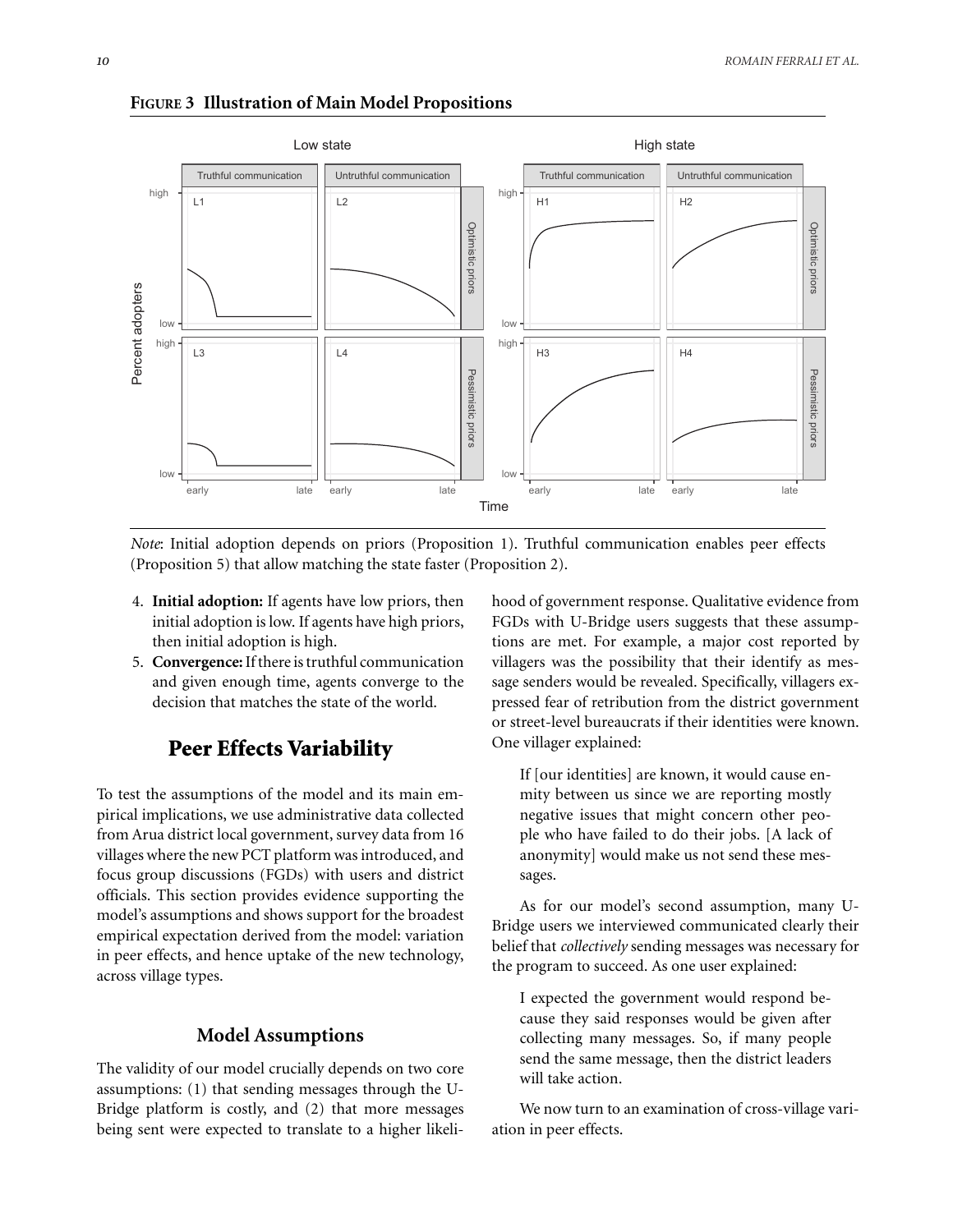**FIGURE 3 Illustration of Main Model Propositions**

*Note*: Initial adoption depends on priors (Proposition 1). Truthful communication enables peer effects (Proposition 5) that allow matching the state faster (Proposition 2).

4. **Initial adoption:** If agents have low priors, then initial adoption is low. If agents have high priors, then initial adoption is high.
5. **Convergence:** If there is truthful communication and given enough time, agents converge to the decision that matches the state of the world.

## Peer Effects Variability

To test the assumptions of the model and its main empirical implications, we use administrative data collected from Arua district local government, survey data from 16 villages where the new PCT platform was introduced, and focus group discussions (FGDs) with users and district officials. This section provides evidence supporting the model's assumptions and shows support for the broadest empirical expectation derived from the model: variation in peer effects, and hence uptake of the new technology, across village types.

### Model Assumptions

The validity of our model crucially depends on two core assumptions: (1) that sending messages through the U-Bridge platform is costly, and (2) that more messages being sent were expected to translate to a higher likelihood of government response. Qualitative evidence from FGDs with U-Bridge users suggests that these assumptions are met. For example, a major cost reported by villagers was the possibility that their identify as message senders would be revealed. Specifically, villagers expressed fear of retribution from the district government or street-level bureaucrats if their identities were known. One villager explained:

> If [our identities] are known, it would cause enmity between us since we are reporting mostly negative issues that might concern other people who have failed to do their jobs. [A lack of anonymity] would make us not send these messages.

As for our model's second assumption, many U-Bridge users we interviewed communicated clearly their belief that *collectively* sending messages was necessary for the program to succeed. As one user explained:

> I expected the government would respond because they said responses would be given after collecting many messages. So, if many people send the same message, then the district leaders will take action.

We now turn to an examination of cross-village variation in peer effects.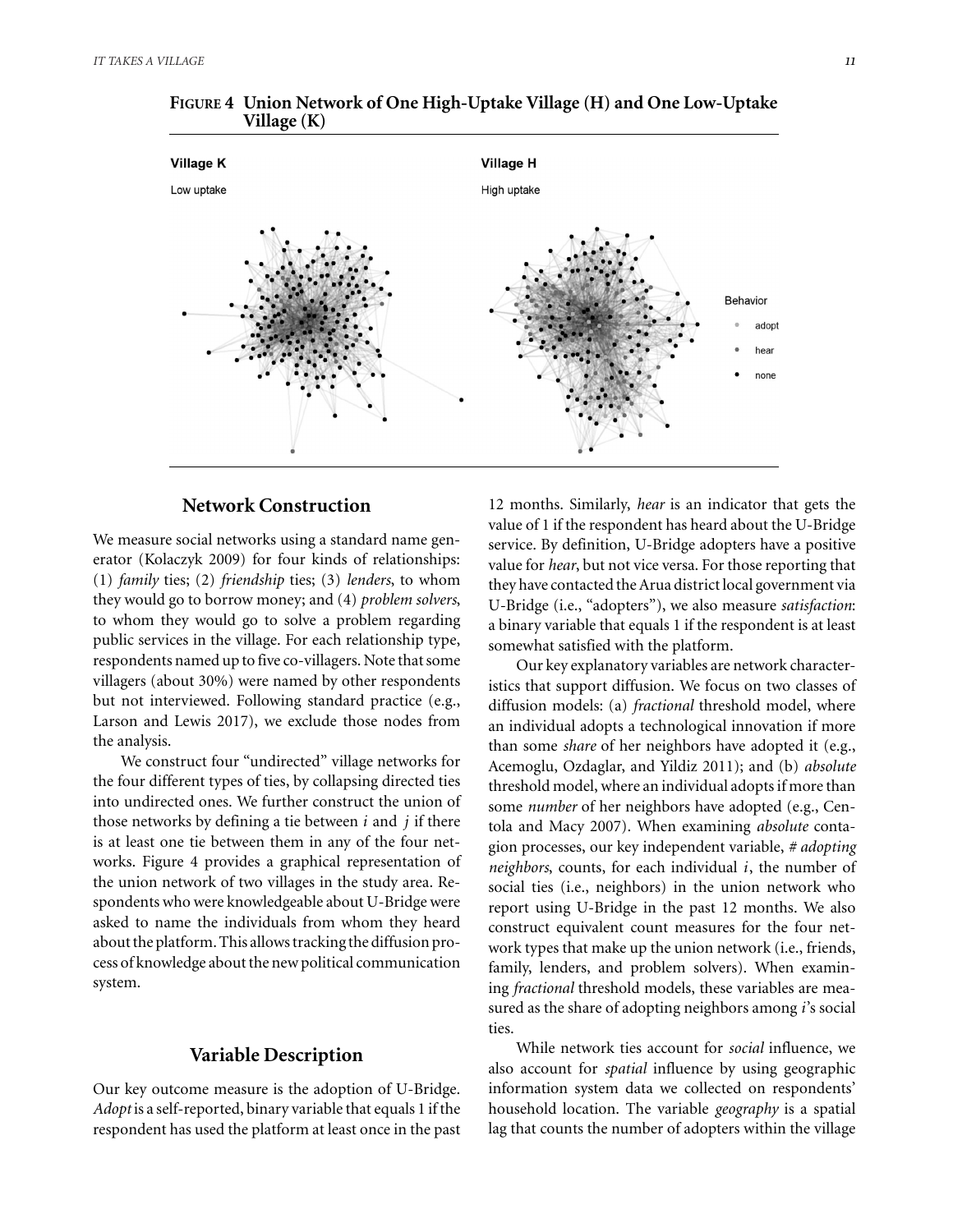**FIGURE 4 Union Network of One High-Uptake Village (H) and One Low-Uptake Village (K)**

## Network Construction

We measure social networks using a standard name generator (Kolaczyk 2009) for four kinds of relationships: (1) *family* ties; (2) *friendship* ties; (3) *lenders*, to whom they would go to borrow money; and (4) *problem solvers*, to whom they would go to solve a problem regarding public services in the village. For each relationship type, respondents named up to five co-villagers. Note that some villagers (about 30%) were named by other respondents but not interviewed. Following standard practice (e.g., Larson and Lewis 2017), we exclude those nodes from the analysis.

We construct four "undirected" village networks for the four different types of ties, by collapsing directed ties into undirected ones. We further construct the union of those networks by defining a tie between $i$ and $j$ if there is at least one tie between them in any of the four networks. Figure 4 provides a graphical representation of the union network of two villages in the study area. Respondents who were knowledgeable about U-Bridge were asked to name the individuals from whom they heard about the platform. This allows tracking the diffusion process of knowledge about the new political communication system.

## Variable Description

Our key outcome measure is the adoption of U-Bridge. *Adopt* is a self-reported, binary variable that equals 1 if the respondent has used the platform at least once in the past 12 months. Similarly, *hear* is an indicator that gets the value of 1 if the respondent has heard about the U-Bridge service. By definition, U-Bridge adopters have a positive value for *hear*, but not vice versa. For those reporting that they have contacted the Arua district local government via U-Bridge (i.e., "adopters"), we also measure *satisfaction*: a binary variable that equals 1 if the respondent is at least somewhat satisfied with the platform.

Our key explanatory variables are network characteristics that support diffusion. We focus on two classes of diffusion models: (a) *fractional* threshold model, where an individual adopts a technological innovation if more than some *share* of her neighbors have adopted it (e.g., Acemoglu, Ozdaglar, and Yildiz 2011); and (b) *absolute* threshold model, where an individual adopts if more than some *number* of her neighbors have adopted (e.g., Centola and Macy 2007). When examining *absolute* contagion processes, our key independent variable, *# adopting neighbors*, counts, for each individual $i$, the number of social ties (i.e., neighbors) in the union network who report using U-Bridge in the past 12 months. We also construct equivalent count measures for the four network types that make up the union network (i.e., friends, family, lenders, and problem solvers). When examining *fractional* threshold models, these variables are measured as the share of adopting neighbors among $i$'s social ties.

While network ties account for *social* influence, we also account for *spatial* influence by using geographic information system data we collected on respondents' household location. The variable *geography* is a spatial lag that counts the number of adopters within the village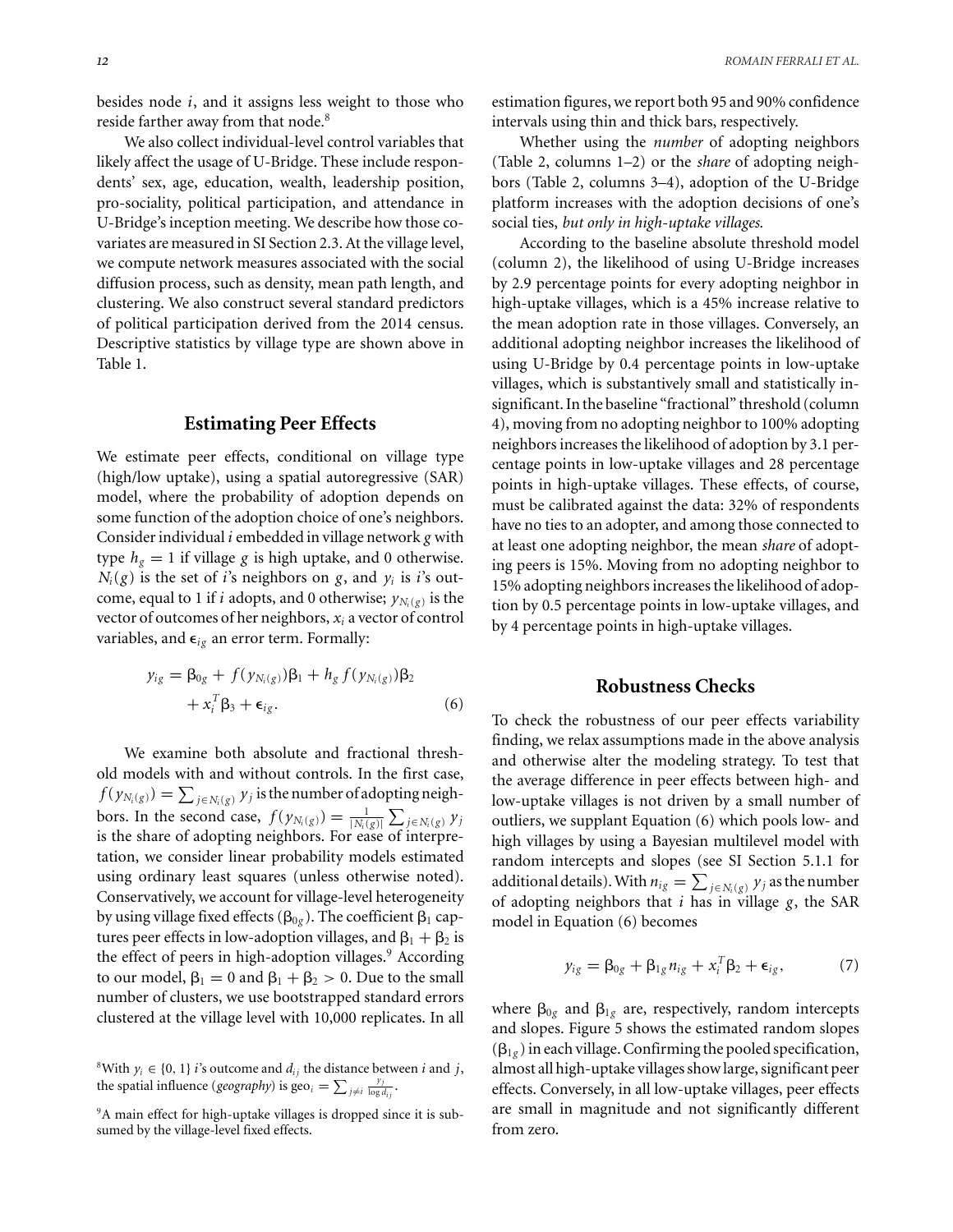besides node $i$, and it assigns less weight to those who reside farther away from that node.[8]

We also collect individual-level control variables that likely affect the usage of U-Bridge. These include respondents' sex, age, education, wealth, leadership position, pro-sociality, political participation, and attendance in U-Bridge's inception meeting. We describe how those covariates are measured in SI Section 2.3. At the village level, we compute network measures associated with the social diffusion process, such as density, mean path length, and clustering. We also construct several standard predictors of political participation derived from the 2014 census. Descriptive statistics by village type are shown above in Table 1.

## Estimating Peer Effects

We estimate peer effects, conditional on village type (high/low uptake), using a spatial autoregressive (SAR) model, where the probability of adoption depends on some function of the adoption choice of one's neighbors. Consider individual $i$ embedded in village network $g$ with type $h_g = 1$ if village $g$ is high uptake, and 0 otherwise. $N_i(g)$ is the set of $i$'s neighbors on $g$, and $y_i$ is $i$'s outcome, equal to 1 if $i$ adopts, and 0 otherwise; $y_{N_i(g)}$ is the vector of outcomes of her neighbors, $x_i$ a vector of control variables, and $\epsilon_{ig}$ an error term. Formally:

$$y_{ig} = \beta_{0g} + f(y_{N_i(g)})\beta_1 + h_g f(y_{N_i(g)})\beta_2 + x_i^T\beta_3 + \epsilon_{ig}. \tag{6}$$

We examine both absolute and fractional threshold models with and without controls. In the first case, $f(y_{N_i(g)}) = \sum_{j \in N_i(g)} y_j$ is the number of adopting neighbors. In the second case, $f(y_{N_i(g)}) = \frac{1}{|N_i(g)|}\sum_{j \in N_i(g)} y_j$ is the share of adopting neighbors. For ease of interpretation, we consider linear probability models estimated using ordinary least squares (unless otherwise noted). Conservatively, we account for village-level heterogeneity by using village fixed effects ($\beta_{0g}$). The coefficient $\beta_1$ captures peer effects in low-adoption villages, and $\beta_1 + \beta_2$ is the effect of peers in high-adoption villages.[9] According to our model, $\beta_1 = 0$ and $\beta_1 + \beta_2 > 0$. Due to the small number of clusters, we use bootstrapped standard errors clustered at the village level with 10,000 replicates. In all estimation figures, we report both 95 and 90% confidence intervals using thin and thick bars, respectively.

Whether using the *number* of adopting neighbors (Table 2, columns 1–2) or the *share* of adopting neighbors (Table 2, columns 3–4), adoption of the U-Bridge platform increases with the adoption decisions of one's social ties, *but only in high-uptake villages.*

According to the baseline absolute threshold model (column 2), the likelihood of using U-Bridge increases by 2.9 percentage points for every adopting neighbor in high-uptake villages, which is a 45% increase relative to the mean adoption rate in those villages. Conversely, an additional adopting neighbor increases the likelihood of using U-Bridge by 0.4 percentage points in low-uptake villages, which is substantively small and statistically insignificant. In the baseline "fractional" threshold (column 4), moving from no adopting neighbor to 100% adopting neighbors increases the likelihood of adoption by 3.1 percentage points in low-uptake villages and 28 percentage points in high-uptake villages. These effects, of course, must be calibrated against the data: 32% of respondents have no ties to an adopter, and among those connected to at least one adopting neighbor, the mean *share* of adopting peers is 15%. Moving from no adopting neighbor to 15% adopting neighbors increases the likelihood of adoption by 0.5 percentage points in low-uptake villages, and by 4 percentage points in high-uptake villages.

## Robustness Checks

To check the robustness of our peer effects variability finding, we relax assumptions made in the above analysis and otherwise alter the modeling strategy. To test that the average difference in peer effects between high- and low-uptake villages is not driven by a small number of outliers, we supplant Equation (6) which pools low- and high villages by using a Bayesian multilevel model with random intercepts and slopes (see SI Section 5.1.1 for additional details). With $n_{ig} = \sum_{j \in N_i(g)} y_j$ as the number of adopting neighbors that $i$ has in village $g$, the SAR model in Equation (6) becomes

$$y_{ig} = \beta_{0g} + \beta_{1g} n_{ig} + x_i^T\beta_2 + \epsilon_{ig}, \tag{7}$$

where $\beta_{0g}$ and $\beta_{1g}$ are, respectively, random intercepts and slopes. Figure 5 shows the estimated random slopes ($\beta_{1g}$) in each village. Confirming the pooled specification, almost all high-uptake villages show large, significant peer effects. Conversely, in all low-uptake villages, peer effects are small in magnitude and not significantly different from zero.

[8] With $y_i \in \{0, 1\}$ $i$'s outcome and $d_{ij}$ the distance between $i$ and $j$, the spatial influence (*geography*) is $\text{geo}_i = \sum_{j \neq i} \frac{y_j}{\log d_{ij}}$.

[9] A main effect for high-uptake villages is dropped since it is subsumed by the village-level fixed effects.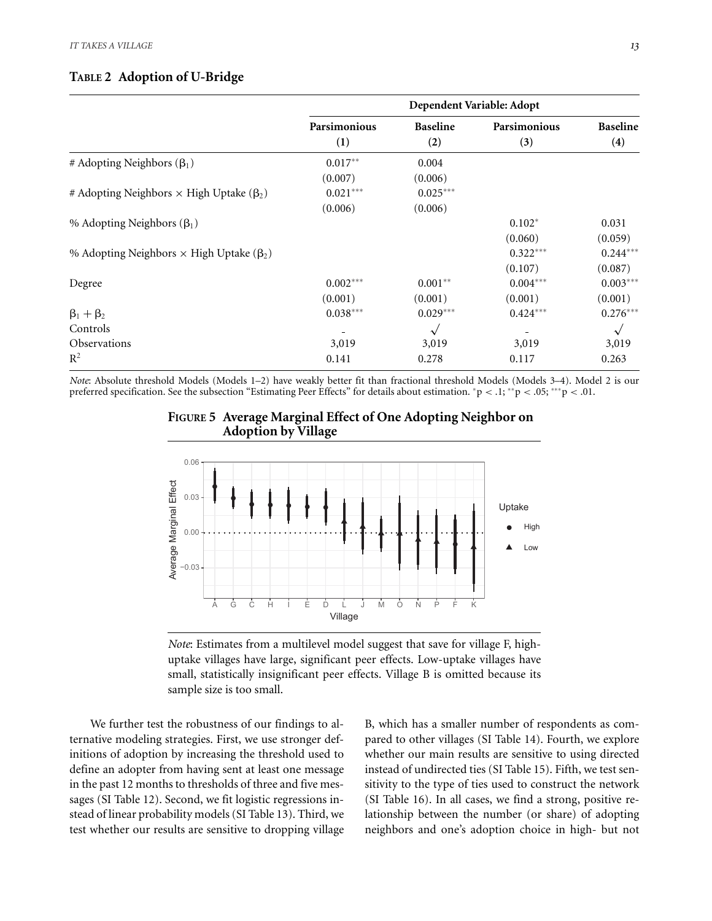**TABLE 2 Adoption of U-Bridge**

| | Dependent Variable: Adopt | | | |
|---|---|---|---|---|
| | Parsimonious (1) | Baseline (2) | Parsimonious (3) | Baseline (4) |
| # Adopting Neighbors ($\beta_1$) | 0.017** | 0.004 | | |
| | (0.007) | (0.006) | | |
| # Adopting Neighbors × High Uptake ($\beta_2$) | 0.021*** | 0.025*** | | |
| | (0.006) | (0.006) | | |
| % Adopting Neighbors ($\beta_1$) | | | 0.102* | 0.031 |
| | | | (0.060) | (0.059) |
| % Adopting Neighbors × High Uptake ($\beta_2$) | | | 0.322*** | 0.244*** |
| | | | (0.107) | (0.087) |
| Degree | 0.002*** | 0.001** | 0.004*** | 0.003*** |
| | (0.001) | (0.001) | (0.001) | (0.001) |
| $\beta_1 + \beta_2$ | 0.038*** | 0.029*** | 0.424*** | 0.276*** |
| Controls | - | √ | - | √ |
| Observations | 3,019 | 3,019 | 3,019 | 3,019 |
| $R^2$ | 0.141 | 0.278 | 0.117 | 0.263 |

*Note*: Absolute threshold Models (Models 1–2) have weakly better fit than fractional threshold Models (Models 3–4). Model 2 is our preferred specification. See the subsection "Estimating Peer Effects" for details about estimation. $^{*}p < .1$; $^{**}p < .05$; $^{***}p < .01$.

**FIGURE 5 Average Marginal Effect of One Adopting Neighbor on Adoption by Village**

*Note*: Estimates from a multilevel model suggest that save for village F, high-uptake villages have large, significant peer effects. Low-uptake villages have small, statistically insignificant peer effects. Village B is omitted because its sample size is too small.

We further test the robustness of our findings to alternative modeling strategies. First, we use stronger definitions of adoption by increasing the threshold used to define an adopter from having sent at least one message in the past 12 months to thresholds of three and five messages (SI Table 12). Second, we fit logistic regressions instead of linear probability models (SI Table 13). Third, we test whether our results are sensitive to dropping village B, which has a smaller number of respondents as compared to other villages (SI Table 14). Fourth, we explore whether our main results are sensitive to using directed instead of undirected ties (SI Table 15). Fifth, we test sensitivity to the type of ties used to construct the network (SI Table 16). In all cases, we find a strong, positive relationship between the number (or share) of adopting neighbors and one's adoption choice in high- but not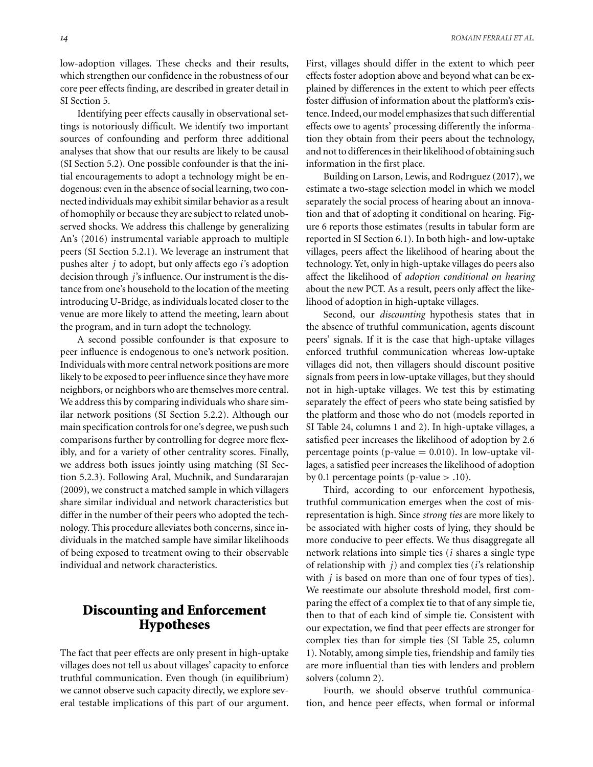low-adoption villages. These checks and their results, which strengthen our confidence in the robustness of our core peer effects finding, are described in greater detail in SI Section 5.

Identifying peer effects causally in observational settings is notoriously difficult. We identify two important sources of confounding and perform three additional analyses that show that our results are likely to be causal (SI Section 5.2). One possible confounder is that the initial encouragements to adopt a technology might be endogenous: even in the absence of social learning, two connected individuals may exhibit similar behavior as a result of homophily or because they are subject to related unobserved shocks. We address this challenge by generalizing An's (2016) instrumental variable approach to multiple peers (SI Section 5.2.1). We leverage an instrument that pushes alter $j$ to adopt, but only affects ego $i$'s adoption decision through $j$'s influence. Our instrument is the distance from one's household to the location of the meeting introducing U-Bridge, as individuals located closer to the venue are more likely to attend the meeting, learn about the program, and in turn adopt the technology.

A second possible confounder is that exposure to peer influence is endogenous to one's network position. Individuals with more central network positions are more likely to be exposed to peer influence since they have more neighbors, or neighbors who are themselves more central. We address this by comparing individuals who share similar network positions (SI Section 5.2.2). Although our main specification controls for one's degree, we push such comparisons further by controlling for degree more flexibly, and for a variety of other centrality scores. Finally, we address both issues jointly using matching (SI Section 5.2.3). Following Aral, Muchnik, and Sundararajan (2009), we construct a matched sample in which villagers share similar individual and network characteristics but differ in the number of their peers who adopted the technology. This procedure alleviates both concerns, since individuals in the matched sample have similar likelihoods of being exposed to treatment owing to their observable individual and network characteristics.

## Discounting and Enforcement Hypotheses

The fact that peer effects are only present in high-uptake villages does not tell us about villages' capacity to enforce truthful communication. Even though (in equilibrium) we cannot observe such capacity directly, we explore several testable implications of this part of our argument. First, villages should differ in the extent to which peer effects foster adoption above and beyond what can be explained by differences in the extent to which peer effects foster diffusion of information about the platform's existence. Indeed, our model emphasizes that such differential effects owe to agents' processing differently the information they obtain from their peers about the technology, and not to differences in their likelihood of obtaining such information in the first place.

Building on Larson, Lewis, and Rodrıguez (2017), we estimate a two-stage selection model in which we model separately the social process of hearing about an innovation and that of adopting it conditional on hearing. Figure 6 reports those estimates (results in tabular form are reported in SI Section 6.1). In both high- and low-uptake villages, peers affect the likelihood of hearing about the technology. Yet, only in high-uptake villages do peers also affect the likelihood of *adoption conditional on hearing* about the new PCT. As a result, peers only affect the likelihood of adoption in high-uptake villages.

Second, our *discounting* hypothesis states that in the absence of truthful communication, agents discount peers' signals. If it is the case that high-uptake villages enforced truthful communication whereas low-uptake villages did not, then villagers should discount positive signals from peers in low-uptake villages, but they should not in high-uptake villages. We test this by estimating separately the effect of peers who state being satisfied by the platform and those who do not (models reported in SI Table 24, columns 1 and 2). In high-uptake villages, a satisfied peer increases the likelihood of adoption by 2.6 percentage points (p-value $= 0.010$). In low-uptake villages, a satisfied peer increases the likelihood of adoption by 0.1 percentage points (p-value $> .10$).

Third, according to our enforcement hypothesis, truthful communication emerges when the cost of misrepresentation is high. Since *strong ties* are more likely to be associated with higher costs of lying, they should be more conducive to peer effects. We thus disaggregate all network relations into simple ties ($i$ shares a single type of relationship with $j$) and complex ties ($i$'s relationship with $j$ is based on more than one of four types of ties). We reestimate our absolute threshold model, first comparing the effect of a complex tie to that of any simple tie, then to that of each kind of simple tie. Consistent with our expectation, we find that peer effects are stronger for complex ties than for simple ties (SI Table 25, column 1). Notably, among simple ties, friendship and family ties are more influential than ties with lenders and problem solvers (column 2).

Fourth, we should observe truthful communication, and hence peer effects, when formal or informal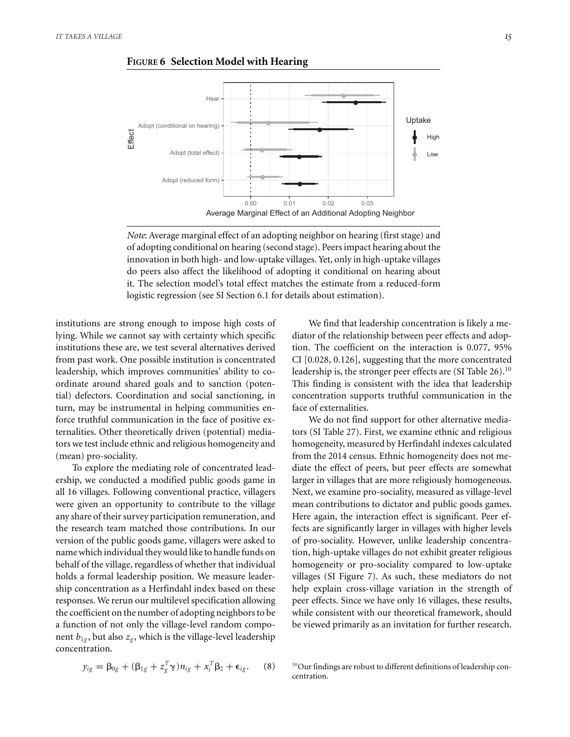**FIGURE 6 Selection Model with Hearing**

*Note*: Average marginal effect of an adopting neighbor on hearing (first stage) and of adopting conditional on hearing (second stage). Peers impact hearing about the innovation in both high- and low-uptake villages. Yet, only in high-uptake villages do peers also affect the likelihood of adopting it conditional on hearing about it. The selection model's total effect matches the estimate from a reduced-form logistic regression (see SI Section 6.1 for details about estimation).

institutions are strong enough to impose high costs of lying. While we cannot say with certainty which specific institutions these are, we test several alternatives derived from past work. One possible institution is concentrated leadership, which improves communities' ability to coordinate around shared goals and to sanction (potential) defectors. Coordination and social sanctioning, in turn, may be instrumental in helping communities enforce truthful communication in the face of positive externalities. Other theoretically driven (potential) mediators we test include ethnic and religious homogeneity and (mean) pro-sociality.

To explore the mediating role of concentrated leadership, we conducted a modified public goods game in all 16 villages. Following conventional practice, villagers were given an opportunity to contribute to the village any share of their survey participation remuneration, and the research team matched those contributions. In our version of the public goods game, villagers were asked to name which individual they would like to handle funds on behalf of the village, regardless of whether that individual holds a formal leadership position. We measure leadership concentration as a Herfindahl index based on these responses. We rerun our multilevel specification allowing the coefficient on the number of adopting neighbors to be a function of not only the village-level random component $b_{1g}$, but also $z_g$, which is the village-level leadership concentration.

$$y_{ig} = \beta_{0g} + (\beta_{1g} + z_g^T \gamma) n_{ig} + x_i^T \beta_2 + \epsilon_{ig}. \quad (8)$$

We find that leadership concentration is likely a mediator of the relationship between peer effects and adoption. The coefficient on the interaction is 0.077, 95% CI [0.028, 0.126], suggesting that the more concentrated leadership is, the stronger peer effects are (SI Table 26).[10] This finding is consistent with the idea that leadership concentration supports truthful communication in the face of externalities.

We do not find support for other alternative mediators (SI Table 27). First, we examine ethnic and religious homogeneity, measured by Herfindahl indexes calculated from the 2014 census. Ethnic homogeneity does not mediate the effect of peers, but peer effects are somewhat larger in villages that are more religiously homogeneous. Next, we examine pro-sociality, measured as village-level mean contributions to dictator and public goods games. Here again, the interaction effect is significant. Peer effects are significantly larger in villages with higher levels of pro-sociality. However, unlike leadership concentration, high-uptake villages do not exhibit greater religious homogeneity or pro-sociality compared to low-uptake villages (SI Figure 7). As such, these mediators do not help explain cross-village variation in the strength of peer effects. Since we have only 16 villages, these results, while consistent with our theoretical framework, should be viewed primarily as an invitation for further research.

[10] Our findings are robust to different definitions of leadership concentration.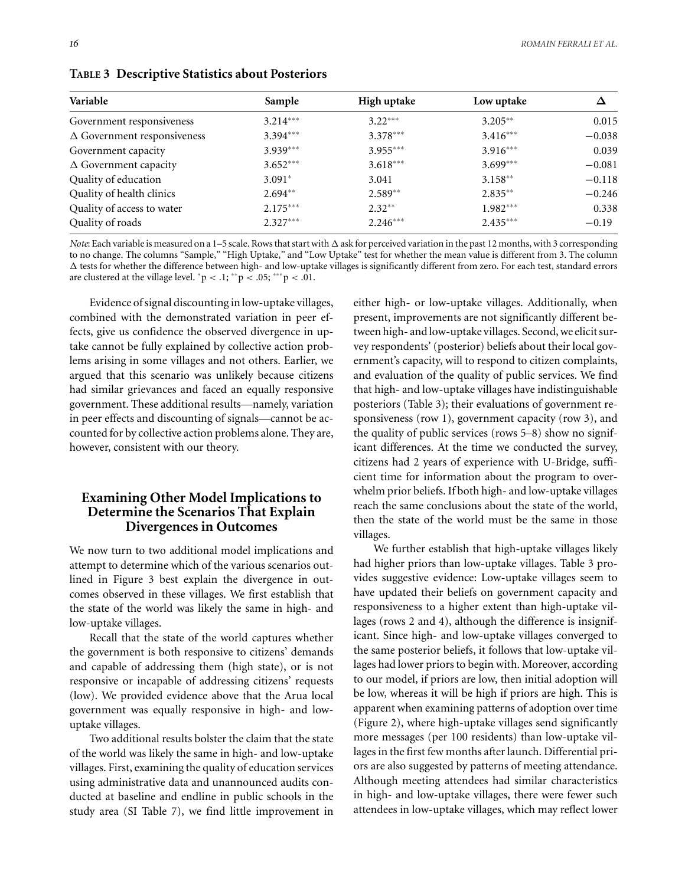**TABLE 3 Descriptive Statistics about Posteriors**

| Variable | Sample | High uptake | Low uptake | $\Delta$ |
|---|---|---|---|---|
| Government responsiveness | 3.214*** | 3.22*** | 3.205** | 0.015 |
| $\Delta$ Government responsiveness | 3.394*** | 3.378*** | 3.416*** | −0.038 |
| Government capacity | 3.939*** | 3.955*** | 3.916*** | 0.039 |
| $\Delta$ Government capacity | 3.652*** | 3.618*** | 3.699*** | −0.081 |
| Quality of education | 3.091* | 3.041 | 3.158** | −0.118 |
| Quality of health clinics | 2.694** | 2.589** | 2.835** | −0.246 |
| Quality of access to water | 2.175*** | 2.32** | 1.982*** | 0.338 |
| Quality of roads | 2.327*** | 2.246*** | 2.435*** | −0.19 |

*Note*: Each variable is measured on a 1–5 scale. Rows that start with $\Delta$ ask for perceived variation in the past 12 months, with 3 corresponding to no change. The columns "Sample," "High Uptake," and "Low Uptake" test for whether the mean value is different from 3. The column $\Delta$ tests for whether the difference between high- and low-uptake villages is significantly different from zero. For each test, standard errors are clustered at the village level. *p < .1; **p < .05; ***p < .01.

Evidence of signal discounting in low-uptake villages, combined with the demonstrated variation in peer effects, give us confidence the observed divergence in uptake cannot be fully explained by collective action problems arising in some villages and not others. Earlier, we argued that this scenario was unlikely because citizens had similar grievances and faced an equally responsive government. These additional results—namely, variation in peer effects and discounting of signals—cannot be accounted for by collective action problems alone. They are, however, consistent with our theory.

## Examining Other Model Implications to Determine the Scenarios That Explain Divergences in Outcomes

We now turn to two additional model implications and attempt to determine which of the various scenarios outlined in Figure 3 best explain the divergence in outcomes observed in these villages. We first establish that the state of the world was likely the same in high- and low-uptake villages.

Recall that the state of the world captures whether the government is both responsive to citizens' demands and capable of addressing them (high state), or is not responsive or incapable of addressing citizens' requests (low). We provided evidence above that the Arua local government was equally responsive in high- and low-uptake villages.

Two additional results bolster the claim that the state of the world was likely the same in high- and low-uptake villages. First, examining the quality of education services using administrative data and unannounced audits conducted at baseline and endline in public schools in the study area (SI Table 7), we find little improvement in either high- or low-uptake villages. Additionally, when present, improvements are not significantly different between high- and low-uptake villages. Second, we elicit survey respondents' (posterior) beliefs about their local government's capacity, will to respond to citizen complaints, and evaluation of the quality of public services. We find that high- and low-uptake villages have indistinguishable posteriors (Table 3); their evaluations of government responsiveness (row 1), government capacity (row 3), and the quality of public services (rows 5–8) show no significant differences. At the time we conducted the survey, citizens had 2 years of experience with U-Bridge, sufficient time for information about the program to overwhelm prior beliefs. If both high- and low-uptake villages reach the same conclusions about the state of the world, then the state of the world must be the same in those villages.

We further establish that high-uptake villages likely had higher priors than low-uptake villages. Table 3 provides suggestive evidence: Low-uptake villages seem to have updated their beliefs on government capacity and responsiveness to a higher extent than high-uptake villages (rows 2 and 4), although the difference is insignificant. Since high- and low-uptake villages converged to the same posterior beliefs, it follows that low-uptake villages had lower priors to begin with. Moreover, according to our model, if priors are low, then initial adoption will be low, whereas it will be high if priors are high. This is apparent when examining patterns of adoption over time (Figure 2), where high-uptake villages send significantly more messages (per 100 residents) than low-uptake villages in the first few months after launch. Differential priors are also suggested by patterns of meeting attendance. Although meeting attendees had similar characteristics in high- and low-uptake villages, there were fewer such attendees in low-uptake villages, which may reflect lower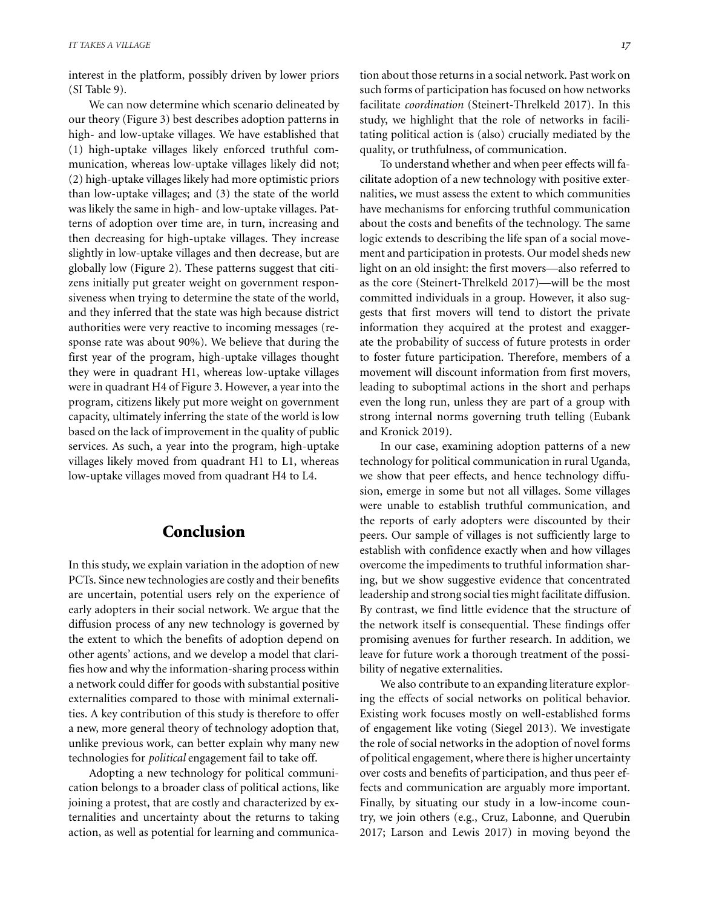interest in the platform, possibly driven by lower priors (SI Table 9).

We can now determine which scenario delineated by our theory (Figure 3) best describes adoption patterns in high- and low-uptake villages. We have established that (1) high-uptake villages likely enforced truthful communication, whereas low-uptake villages likely did not; (2) high-uptake villages likely had more optimistic priors than low-uptake villages; and (3) the state of the world was likely the same in high- and low-uptake villages. Patterns of adoption over time are, in turn, increasing and then decreasing for high-uptake villages. They increase slightly in low-uptake villages and then decrease, but are globally low (Figure 2). These patterns suggest that citizens initially put greater weight on government responsiveness when trying to determine the state of the world, and they inferred that the state was high because district authorities were very reactive to incoming messages (response rate was about 90%). We believe that during the first year of the program, high-uptake villages thought they were in quadrant H1, whereas low-uptake villages were in quadrant H4 of Figure 3. However, a year into the program, citizens likely put more weight on government capacity, ultimately inferring the state of the world is low based on the lack of improvement in the quality of public services. As such, a year into the program, high-uptake villages likely moved from quadrant H1 to L1, whereas low-uptake villages moved from quadrant H4 to L4.

## Conclusion

In this study, we explain variation in the adoption of new PCTs. Since new technologies are costly and their benefits are uncertain, potential users rely on the experience of early adopters in their social network. We argue that the diffusion process of any new technology is governed by the extent to which the benefits of adoption depend on other agents' actions, and we develop a model that clarifies how and why the information-sharing process within a network could differ for goods with substantial positive externalities compared to those with minimal externalities. A key contribution of this study is therefore to offer a new, more general theory of technology adoption that, unlike previous work, can better explain why many new technologies for *political* engagement fail to take off.

Adopting a new technology for political communication belongs to a broader class of political actions, like joining a protest, that are costly and characterized by externalities and uncertainty about the returns to taking action, as well as potential for learning and communication about those returns in a social network. Past work on such forms of participation has focused on how networks facilitate *coordination* (Steinert-Threlkeld 2017). In this study, we highlight that the role of networks in facilitating political action is (also) crucially mediated by the quality, or truthfulness, of communication.

To understand whether and when peer effects will facilitate adoption of a new technology with positive externalities, we must assess the extent to which communities have mechanisms for enforcing truthful communication about the costs and benefits of the technology. The same logic extends to describing the life span of a social movement and participation in protests. Our model sheds new light on an old insight: the first movers—also referred to as the core (Steinert-Threlkeld 2017)—will be the most committed individuals in a group. However, it also suggests that first movers will tend to distort the private information they acquired at the protest and exaggerate the probability of success of future protests in order to foster future participation. Therefore, members of a movement will discount information from first movers, leading to suboptimal actions in the short and perhaps even the long run, unless they are part of a group with strong internal norms governing truth telling (Eubank and Kronick 2019).

In our case, examining adoption patterns of a new technology for political communication in rural Uganda, we show that peer effects, and hence technology diffusion, emerge in some but not all villages. Some villages were unable to establish truthful communication, and the reports of early adopters were discounted by their peers. Our sample of villages is not sufficiently large to establish with confidence exactly when and how villages overcome the impediments to truthful information sharing, but we show suggestive evidence that concentrated leadership and strong social ties might facilitate diffusion. By contrast, we find little evidence that the structure of the network itself is consequential. These findings offer promising avenues for further research. In addition, we leave for future work a thorough treatment of the possibility of negative externalities.

We also contribute to an expanding literature exploring the effects of social networks on political behavior. Existing work focuses mostly on well-established forms of engagement like voting (Siegel 2013). We investigate the role of social networks in the adoption of novel forms of political engagement, where there is higher uncertainty over costs and benefits of participation, and thus peer effects and communication are arguably more important. Finally, by situating our study in a low-income country, we join others (e.g., Cruz, Labonne, and Querubin 2017; Larson and Lewis 2017) in moving beyond the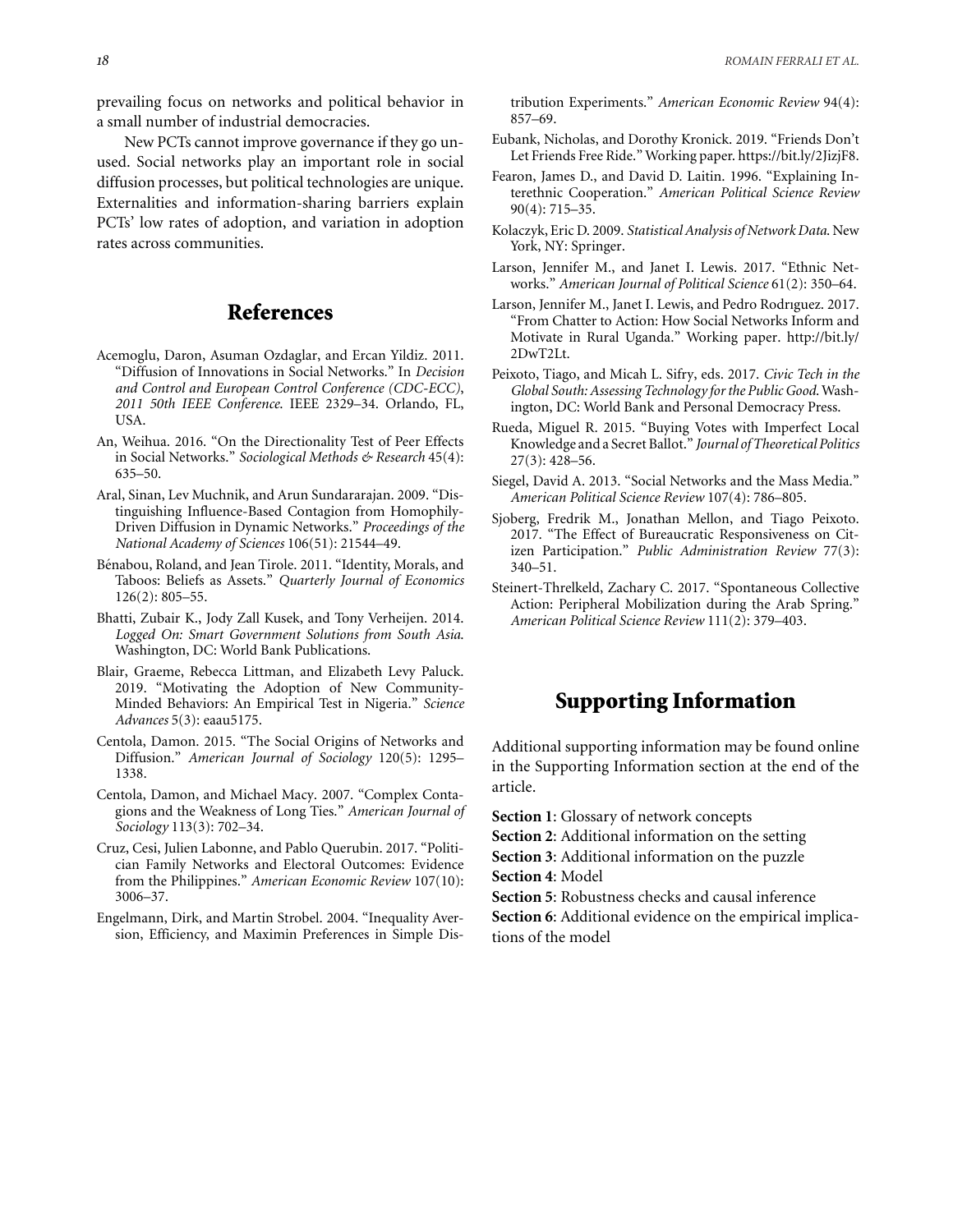prevailing focus on networks and political behavior in a small number of industrial democracies.

New PCTs cannot improve governance if they go unused. Social networks play an important role in social diffusion processes, but political technologies are unique. Externalities and information-sharing barriers explain PCTs' low rates of adoption, and variation in adoption rates across communities.

## References

Acemoglu, Daron, Asuman Ozdaglar, and Ercan Yildiz. 2011. "Diffusion of Innovations in Social Networks." In *Decision and Control and European Control Conference (CDC-ECC), 2011 50th IEEE Conference*. IEEE 2329–34. Orlando, FL, USA.

An, Weihua. 2016. "On the Directionality Test of Peer Effects in Social Networks." *Sociological Methods & Research* 45(4): 635–50.

Aral, Sinan, Lev Muchnik, and Arun Sundararajan. 2009. "Distinguishing Influence-Based Contagion from Homophily-Driven Diffusion in Dynamic Networks." *Proceedings of the National Academy of Sciences* 106(51): 21544–49.

Bénabou, Roland, and Jean Tirole. 2011. "Identity, Morals, and Taboos: Beliefs as Assets." *Quarterly Journal of Economics* 126(2): 805–55.

Bhatti, Zubair K., Jody Zall Kusek, and Tony Verheijen. 2014. *Logged On: Smart Government Solutions from South Asia*. Washington, DC: World Bank Publications.

Blair, Graeme, Rebecca Littman, and Elizabeth Levy Paluck. 2019. "Motivating the Adoption of New Community-Minded Behaviors: An Empirical Test in Nigeria." *Science Advances* 5(3): eaau5175.

Centola, Damon. 2015. "The Social Origins of Networks and Diffusion." *American Journal of Sociology* 120(5): 1295–1338.

Centola, Damon, and Michael Macy. 2007. "Complex Contagions and the Weakness of Long Ties." *American Journal of Sociology* 113(3): 702–34.

Cruz, Cesi, Julien Labonne, and Pablo Querubin. 2017. "Politician Family Networks and Electoral Outcomes: Evidence from the Philippines." *American Economic Review* 107(10): 3006–37.

Engelmann, Dirk, and Martin Strobel. 2004. "Inequality Aversion, Efficiency, and Maximin Preferences in Simple Distribution Experiments." *American Economic Review* 94(4): 857–69.

Eubank, Nicholas, and Dorothy Kronick. 2019. "Friends Don't Let Friends Free Ride." Working paper. https://bit.ly/2JizjF8.

Fearon, James D., and David D. Laitin. 1996. "Explaining Interethnic Cooperation." *American Political Science Review* 90(4): 715–35.

Kolaczyk, Eric D. 2009. *Statistical Analysis of Network Data*. New York, NY: Springer.

Larson, Jennifer M., and Janet I. Lewis. 2017. "Ethnic Networks." *American Journal of Political Science* 61(2): 350–64.

Larson, Jennifer M., Janet I. Lewis, and Pedro Rodrıguez. 2017. "From Chatter to Action: How Social Networks Inform and Motivate in Rural Uganda." Working paper. http://bit.ly/2DwT2Lt.

Peixoto, Tiago, and Micah L. Sifry, eds. 2017. *Civic Tech in the Global South: Assessing Technology for the Public Good*. Washington, DC: World Bank and Personal Democracy Press.

Rueda, Miguel R. 2015. "Buying Votes with Imperfect Local Knowledge and a Secret Ballot." *Journal of Theoretical Politics* 27(3): 428–56.

Siegel, David A. 2013. "Social Networks and the Mass Media." *American Political Science Review* 107(4): 786–805.

Sjoberg, Fredrik M., Jonathan Mellon, and Tiago Peixoto. 2017. "The Effect of Bureaucratic Responsiveness on Citizen Participation." *Public Administration Review* 77(3): 340–51.

Steinert-Threlkeld, Zachary C. 2017. "Spontaneous Collective Action: Peripheral Mobilization during the Arab Spring." *American Political Science Review* 111(2): 379–403.

## Supporting Information

Additional supporting information may be found online in the Supporting Information section at the end of the article.

**Section 1**: Glossary of network concepts
**Section 2**: Additional information on the setting
**Section 3**: Additional information on the puzzle
**Section 4**: Model
**Section 5**: Robustness checks and causal inference
**Section 6**: Additional evidence on the empirical implications of the model